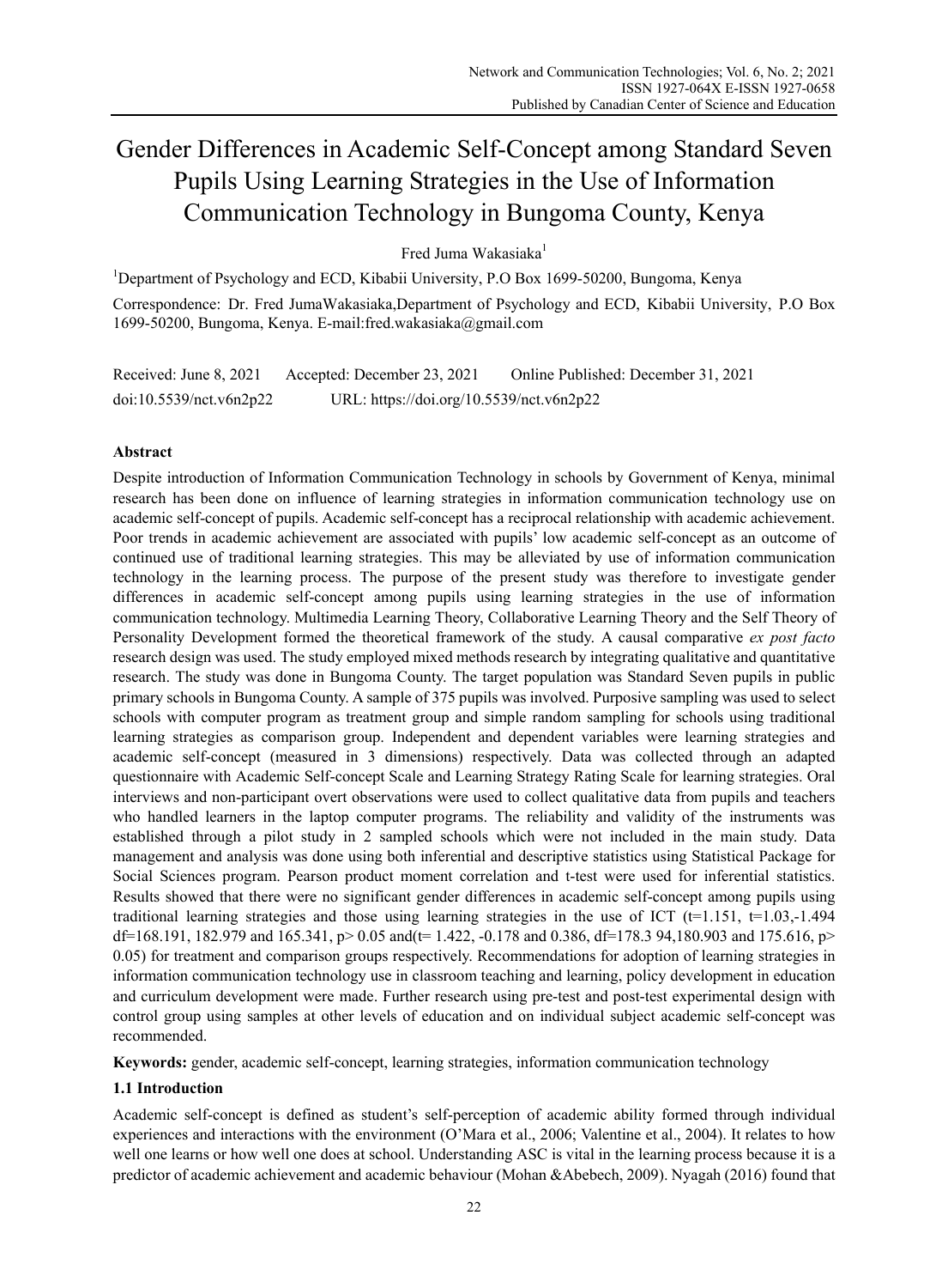# Gender Differences in Academic Self-Concept among Standard Seven Pupils Using Learning Strategies in the Use of Information Communication Technology in Bungoma County, Kenya

Fred Juma Wakasiaka[1]

[1]Department of Psychology and ECD, Kibabii University, P.O Box 1699-50200, Bungoma, Kenya

Correspondence: Dr. Fred JumaWakasiaka,Department of Psychology and ECD, Kibabii University, P.O Box 1699-50200, Bungoma, Kenya. E-mail:fred.wakasiaka@gmail.com

Received: June 8, 2021 Accepted: December 23, 2021 Online Published: December 31, 2021

doi:10.5539/nct.v6n2p22 URL: https://doi.org/10.5539/nct.v6n2p22

## Abstract

Despite introduction of Information Communication Technology in schools by Government of Kenya, minimal research has been done on influence of learning strategies in information communication technology use on academic self-concept of pupils. Academic self-concept has a reciprocal relationship with academic achievement. Poor trends in academic achievement are associated with pupils' low academic self-concept as an outcome of continued use of traditional learning strategies. This may be alleviated by use of information communication technology in the learning process. The purpose of the present study was therefore to investigate gender differences in academic self-concept among pupils using learning strategies in the use of information communication technology. Multimedia Learning Theory, Collaborative Learning Theory and the Self Theory of Personality Development formed the theoretical framework of the study. A causal comparative *ex post facto* research design was used. The study employed mixed methods research by integrating qualitative and quantitative research. The study was done in Bungoma County. The target population was Standard Seven pupils in public primary schools in Bungoma County. A sample of 375 pupils was involved. Purposive sampling was used to select schools with computer program as treatment group and simple random sampling for schools using traditional learning strategies as comparison group. Independent and dependent variables were learning strategies and academic self-concept (measured in 3 dimensions) respectively. Data was collected through an adapted questionnaire with Academic Self-concept Scale and Learning Strategy Rating Scale for learning strategies. Oral interviews and non-participant overt observations were used to collect qualitative data from pupils and teachers who handled learners in the laptop computer programs. The reliability and validity of the instruments was established through a pilot study in 2 sampled schools which were not included in the main study. Data management and analysis was done using both inferential and descriptive statistics using Statistical Package for Social Sciences program. Pearson product moment correlation and t-test were used for inferential statistics. Results showed that there were no significant gender differences in academic self-concept among pupils using traditional learning strategies and those using learning strategies in the use of ICT ($t=1.151$, $t=1.03$,$-1.494$ $df=168.191$, $182.979$ and $165.341$, $p> 0.05$ and($t= 1.422$, $-0.178$ and $0.386$, $df=178.3\ 94$,$180.903$ and $175.616$, $p> 0.05$) for treatment and comparison groups respectively. Recommendations for adoption of learning strategies in information communication technology use in classroom teaching and learning, policy development in education and curriculum development were made. Further research using pre-test and post-test experimental design with control group using samples at other levels of education and on individual subject academic self-concept was recommended.

**Keywords:** gender, academic self-concept, learning strategies, information communication technology

### 1.1 Introduction

Academic self-concept is defined as student's self-perception of academic ability formed through individual experiences and interactions with the environment (O'Mara et al., 2006; Valentine et al., 2004). It relates to how well one learns or how well one does at school. Understanding ASC is vital in the learning process because it is a predictor of academic achievement and academic behaviour (Mohan &Abebech, 2009). Nyagah (2016) found that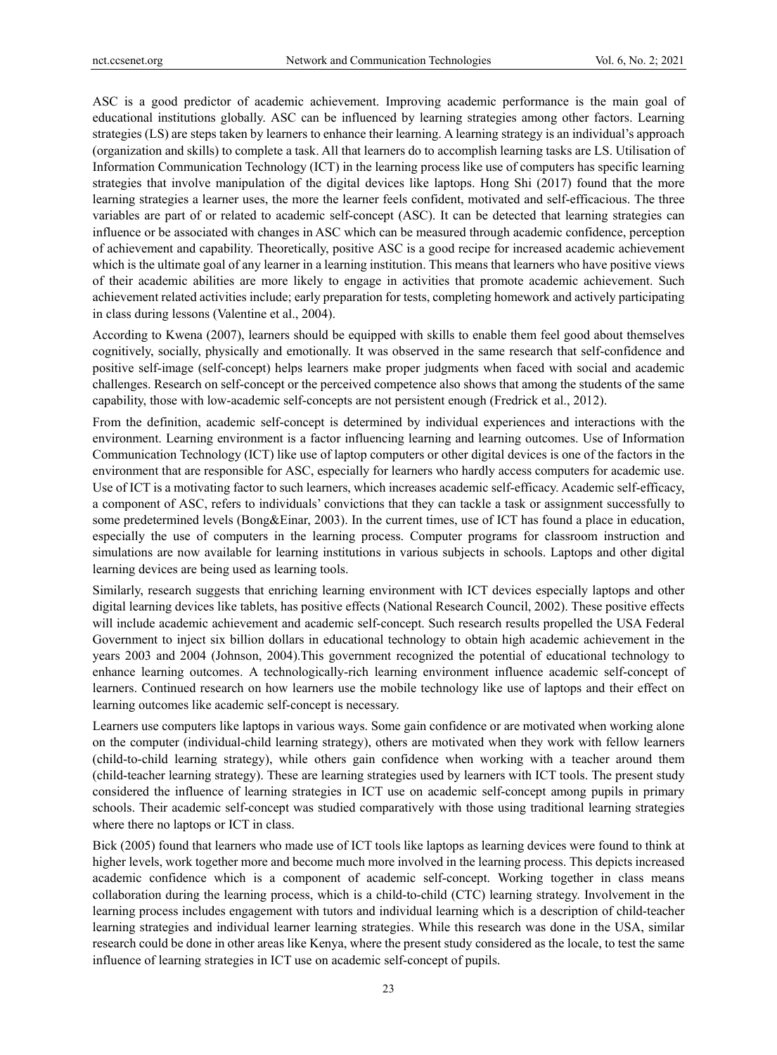ASC is a good predictor of academic achievement. Improving academic performance is the main goal of educational institutions globally. ASC can be influenced by learning strategies among other factors. Learning strategies (LS) are steps taken by learners to enhance their learning. A learning strategy is an individual's approach (organization and skills) to complete a task. All that learners do to accomplish learning tasks are LS. Utilisation of Information Communication Technology (ICT) in the learning process like use of computers has specific learning strategies that involve manipulation of the digital devices like laptops. Hong Shi (2017) found that the more learning strategies a learner uses, the more the learner feels confident, motivated and self-efficacious. The three variables are part of or related to academic self-concept (ASC). It can be detected that learning strategies can influence or be associated with changes in ASC which can be measured through academic confidence, perception of achievement and capability. Theoretically, positive ASC is a good recipe for increased academic achievement which is the ultimate goal of any learner in a learning institution. This means that learners who have positive views of their academic abilities are more likely to engage in activities that promote academic achievement. Such achievement related activities include; early preparation for tests, completing homework and actively participating in class during lessons (Valentine et al., 2004).

According to Kwena (2007), learners should be equipped with skills to enable them feel good about themselves cognitively, socially, physically and emotionally. It was observed in the same research that self-confidence and positive self-image (self-concept) helps learners make proper judgments when faced with social and academic challenges. Research on self-concept or the perceived competence also shows that among the students of the same capability, those with low-academic self-concepts are not persistent enough (Fredrick et al., 2012).

From the definition, academic self-concept is determined by individual experiences and interactions with the environment. Learning environment is a factor influencing learning and learning outcomes. Use of Information Communication Technology (ICT) like use of laptop computers or other digital devices is one of the factors in the environment that are responsible for ASC, especially for learners who hardly access computers for academic use. Use of ICT is a motivating factor to such learners, which increases academic self-efficacy. Academic self-efficacy, a component of ASC, refers to individuals' convictions that they can tackle a task or assignment successfully to some predetermined levels (Bong&Einar, 2003). In the current times, use of ICT has found a place in education, especially the use of computers in the learning process. Computer programs for classroom instruction and simulations are now available for learning institutions in various subjects in schools. Laptops and other digital learning devices are being used as learning tools.

Similarly, research suggests that enriching learning environment with ICT devices especially laptops and other digital learning devices like tablets, has positive effects (National Research Council, 2002). These positive effects will include academic achievement and academic self-concept. Such research results propelled the USA Federal Government to inject six billion dollars in educational technology to obtain high academic achievement in the years 2003 and 2004 (Johnson, 2004).This government recognized the potential of educational technology to enhance learning outcomes. A technologically-rich learning environment influence academic self-concept of learners. Continued research on how learners use the mobile technology like use of laptops and their effect on learning outcomes like academic self-concept is necessary.

Learners use computers like laptops in various ways. Some gain confidence or are motivated when working alone on the computer (individual-child learning strategy), others are motivated when they work with fellow learners (child-to-child learning strategy), while others gain confidence when working with a teacher around them (child-teacher learning strategy). These are learning strategies used by learners with ICT tools. The present study considered the influence of learning strategies in ICT use on academic self-concept among pupils in primary schools. Their academic self-concept was studied comparatively with those using traditional learning strategies where there no laptops or ICT in class.

Bick (2005) found that learners who made use of ICT tools like laptops as learning devices were found to think at higher levels, work together more and become much more involved in the learning process. This depicts increased academic confidence which is a component of academic self-concept. Working together in class means collaboration during the learning process, which is a child-to-child (CTC) learning strategy. Involvement in the learning process includes engagement with tutors and individual learning which is a description of child-teacher learning strategies and individual learner learning strategies. While this research was done in the USA, similar research could be done in other areas like Kenya, where the present study considered as the locale, to test the same influence of learning strategies in ICT use on academic self-concept of pupils.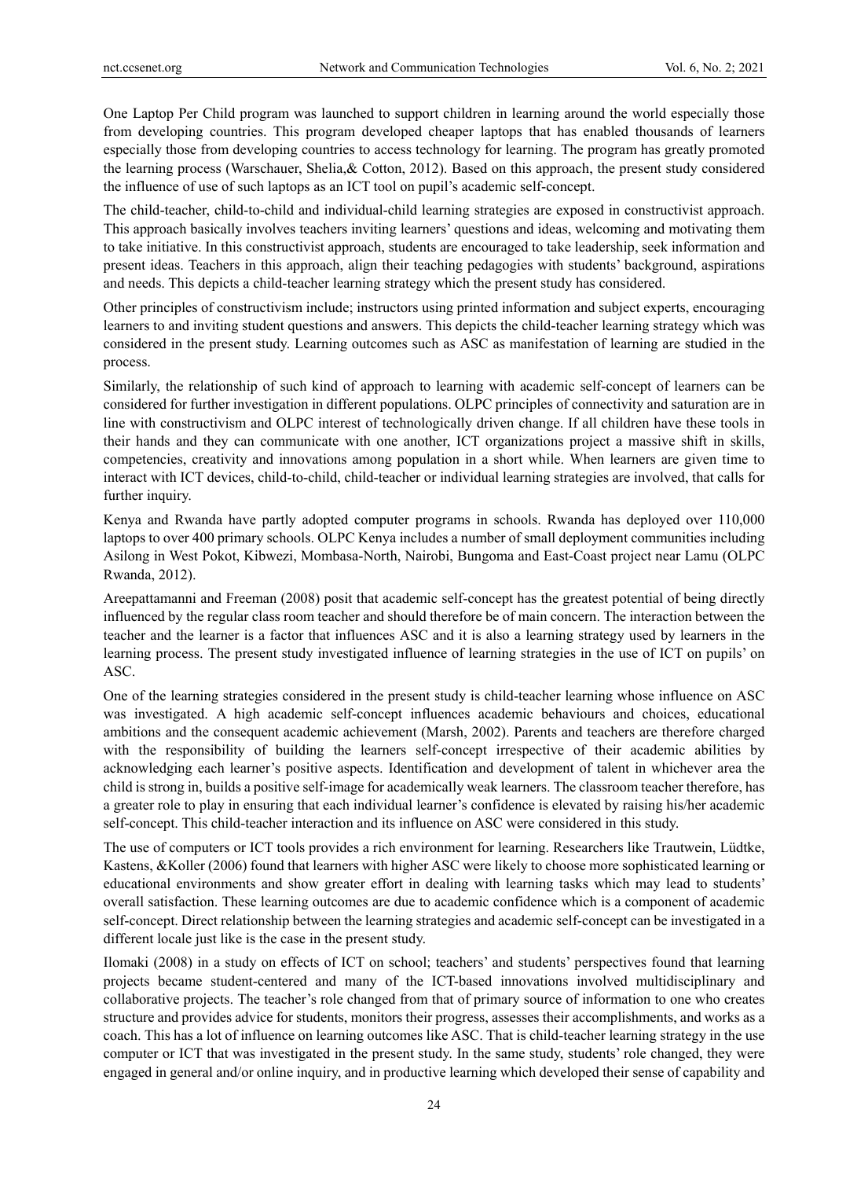One Laptop Per Child program was launched to support children in learning around the world especially those from developing countries. This program developed cheaper laptops that has enabled thousands of learners especially those from developing countries to access technology for learning. The program has greatly promoted the learning process (Warschauer, Shelia,& Cotton, 2012). Based on this approach, the present study considered the influence of use of such laptops as an ICT tool on pupil's academic self-concept.

The child-teacher, child-to-child and individual-child learning strategies are exposed in constructivist approach. This approach basically involves teachers inviting learners' questions and ideas, welcoming and motivating them to take initiative. In this constructivist approach, students are encouraged to take leadership, seek information and present ideas. Teachers in this approach, align their teaching pedagogies with students' background, aspirations and needs. This depicts a child-teacher learning strategy which the present study has considered.

Other principles of constructivism include; instructors using printed information and subject experts, encouraging learners to and inviting student questions and answers. This depicts the child-teacher learning strategy which was considered in the present study. Learning outcomes such as ASC as manifestation of learning are studied in the process.

Similarly, the relationship of such kind of approach to learning with academic self-concept of learners can be considered for further investigation in different populations. OLPC principles of connectivity and saturation are in line with constructivism and OLPC interest of technologically driven change. If all children have these tools in their hands and they can communicate with one another, ICT organizations project a massive shift in skills, competencies, creativity and innovations among population in a short while. When learners are given time to interact with ICT devices, child-to-child, child-teacher or individual learning strategies are involved, that calls for further inquiry.

Kenya and Rwanda have partly adopted computer programs in schools. Rwanda has deployed over 110,000 laptops to over 400 primary schools. OLPC Kenya includes a number of small deployment communities including Asilong in West Pokot, Kibwezi, Mombasa-North, Nairobi, Bungoma and East-Coast project near Lamu (OLPC Rwanda, 2012).

Areepattamanni and Freeman (2008) posit that academic self-concept has the greatest potential of being directly influenced by the regular class room teacher and should therefore be of main concern. The interaction between the teacher and the learner is a factor that influences ASC and it is also a learning strategy used by learners in the learning process. The present study investigated influence of learning strategies in the use of ICT on pupils' on ASC.

One of the learning strategies considered in the present study is child-teacher learning whose influence on ASC was investigated. A high academic self-concept influences academic behaviours and choices, educational ambitions and the consequent academic achievement (Marsh, 2002). Parents and teachers are therefore charged with the responsibility of building the learners self-concept irrespective of their academic abilities by acknowledging each learner's positive aspects. Identification and development of talent in whichever area the child is strong in, builds a positive self-image for academically weak learners. The classroom teacher therefore, has a greater role to play in ensuring that each individual learner's confidence is elevated by raising his/her academic self-concept. This child-teacher interaction and its influence on ASC were considered in this study.

The use of computers or ICT tools provides a rich environment for learning. Researchers like Trautwein, Lüdtke, Kastens, &Koller (2006) found that learners with higher ASC were likely to choose more sophisticated learning or educational environments and show greater effort in dealing with learning tasks which may lead to students' overall satisfaction. These learning outcomes are due to academic confidence which is a component of academic self-concept. Direct relationship between the learning strategies and academic self-concept can be investigated in a different locale just like is the case in the present study.

Ilomaki (2008) in a study on effects of ICT on school; teachers' and students' perspectives found that learning projects became student-centered and many of the ICT-based innovations involved multidisciplinary and collaborative projects. The teacher's role changed from that of primary source of information to one who creates structure and provides advice for students, monitors their progress, assesses their accomplishments, and works as a coach. This has a lot of influence on learning outcomes like ASC. That is child-teacher learning strategy in the use computer or ICT that was investigated in the present study. In the same study, students' role changed, they were engaged in general and/or online inquiry, and in productive learning which developed their sense of capability and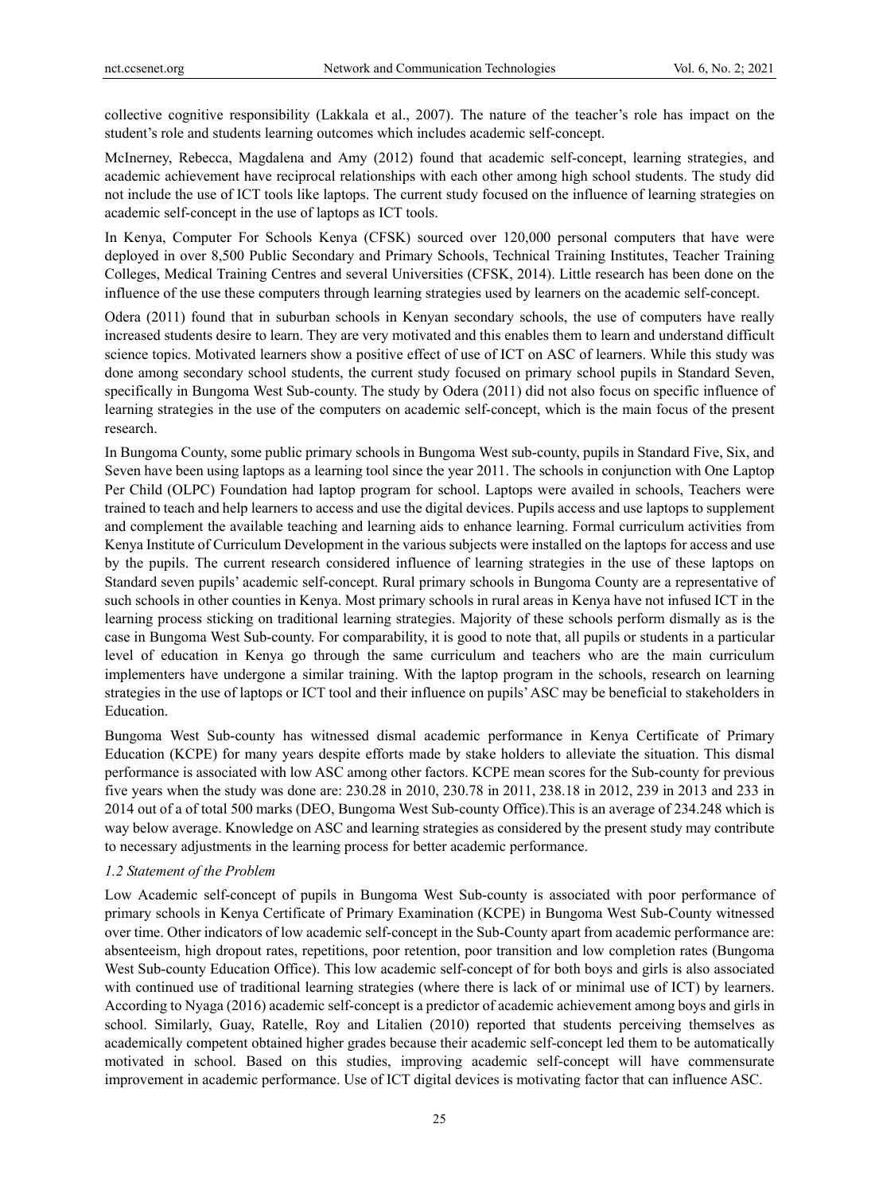collective cognitive responsibility (Lakkala et al., 2007). The nature of the teacher's role has impact on the student's role and students learning outcomes which includes academic self-concept.

McInerney, Rebecca, Magdalena and Amy (2012) found that academic self-concept, learning strategies, and academic achievement have reciprocal relationships with each other among high school students. The study did not include the use of ICT tools like laptops. The current study focused on the influence of learning strategies on academic self-concept in the use of laptops as ICT tools.

In Kenya, Computer For Schools Kenya (CFSK) sourced over 120,000 personal computers that have were deployed in over 8,500 Public Secondary and Primary Schools, Technical Training Institutes, Teacher Training Colleges, Medical Training Centres and several Universities (CFSK, 2014). Little research has been done on the influence of the use these computers through learning strategies used by learners on the academic self-concept.

Odera (2011) found that in suburban schools in Kenyan secondary schools, the use of computers have really increased students desire to learn. They are very motivated and this enables them to learn and understand difficult science topics. Motivated learners show a positive effect of use of ICT on ASC of learners. While this study was done among secondary school students, the current study focused on primary school pupils in Standard Seven, specifically in Bungoma West Sub-county. The study by Odera (2011) did not also focus on specific influence of learning strategies in the use of the computers on academic self-concept, which is the main focus of the present research.

In Bungoma County, some public primary schools in Bungoma West sub-county, pupils in Standard Five, Six, and Seven have been using laptops as a learning tool since the year 2011. The schools in conjunction with One Laptop Per Child (OLPC) Foundation had laptop program for school. Laptops were availed in schools, Teachers were trained to teach and help learners to access and use the digital devices. Pupils access and use laptops to supplement and complement the available teaching and learning aids to enhance learning. Formal curriculum activities from Kenya Institute of Curriculum Development in the various subjects were installed on the laptops for access and use by the pupils. The current research considered influence of learning strategies in the use of these laptops on Standard seven pupils' academic self-concept. Rural primary schools in Bungoma County are a representative of such schools in other counties in Kenya. Most primary schools in rural areas in Kenya have not infused ICT in the learning process sticking on traditional learning strategies. Majority of these schools perform dismally as is the case in Bungoma West Sub-county. For comparability, it is good to note that, all pupils or students in a particular level of education in Kenya go through the same curriculum and teachers who are the main curriculum implementers have undergone a similar training. With the laptop program in the schools, research on learning strategies in the use of laptops or ICT tool and their influence on pupils' ASC may be beneficial to stakeholders in Education.

Bungoma West Sub-county has witnessed dismal academic performance in Kenya Certificate of Primary Education (KCPE) for many years despite efforts made by stake holders to alleviate the situation. This dismal performance is associated with low ASC among other factors. KCPE mean scores for the Sub-county for previous five years when the study was done are: 230.28 in 2010, 230.78 in 2011, 238.18 in 2012, 239 in 2013 and 233 in 2014 out of a of total 500 marks (DEO, Bungoma West Sub-county Office).This is an average of 234.248 which is way below average. Knowledge on ASC and learning strategies as considered by the present study may contribute to necessary adjustments in the learning process for better academic performance.

### *1.2 Statement of the Problem*

Low Academic self-concept of pupils in Bungoma West Sub-county is associated with poor performance of primary schools in Kenya Certificate of Primary Examination (KCPE) in Bungoma West Sub-County witnessed over time. Other indicators of low academic self-concept in the Sub-County apart from academic performance are: absenteeism, high dropout rates, repetitions, poor retention, poor transition and low completion rates (Bungoma West Sub-county Education Office). This low academic self-concept of for both boys and girls is also associated with continued use of traditional learning strategies (where there is lack of or minimal use of ICT) by learners. According to Nyaga (2016) academic self-concept is a predictor of academic achievement among boys and girls in school. Similarly, Guay, Ratelle, Roy and Litalien (2010) reported that students perceiving themselves as academically competent obtained higher grades because their academic self-concept led them to be automatically motivated in school. Based on this studies, improving academic self-concept will have commensurate improvement in academic performance. Use of ICT digital devices is motivating factor that can influence ASC.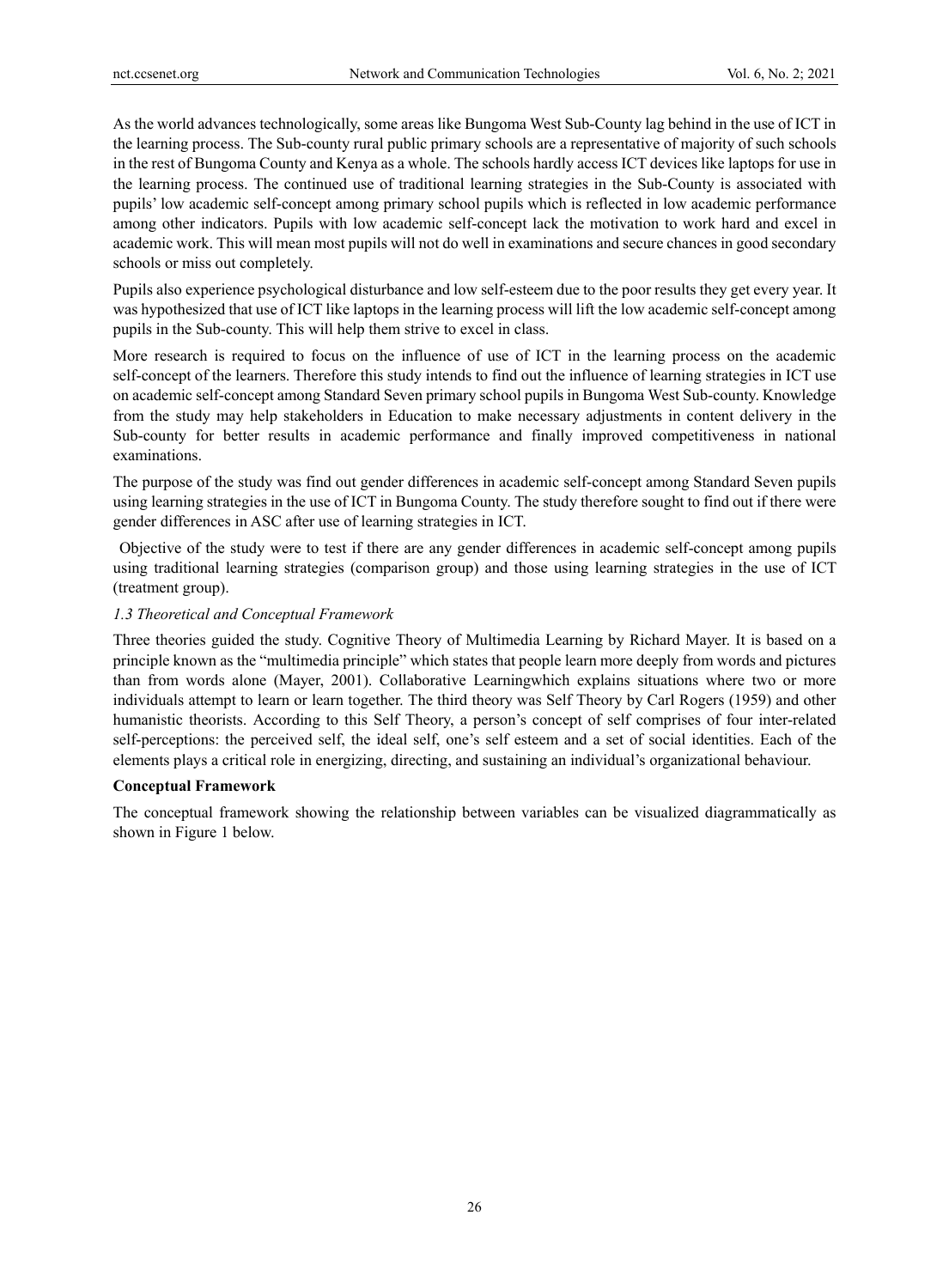As the world advances technologically, some areas like Bungoma West Sub-County lag behind in the use of ICT in the learning process. The Sub-county rural public primary schools are a representative of majority of such schools in the rest of Bungoma County and Kenya as a whole. The schools hardly access ICT devices like laptops for use in the learning process. The continued use of traditional learning strategies in the Sub-County is associated with pupils' low academic self-concept among primary school pupils which is reflected in low academic performance among other indicators. Pupils with low academic self-concept lack the motivation to work hard and excel in academic work. This will mean most pupils will not do well in examinations and secure chances in good secondary schools or miss out completely.

Pupils also experience psychological disturbance and low self-esteem due to the poor results they get every year. It was hypothesized that use of ICT like laptops in the learning process will lift the low academic self-concept among pupils in the Sub-county. This will help them strive to excel in class.

More research is required to focus on the influence of use of ICT in the learning process on the academic self-concept of the learners. Therefore this study intends to find out the influence of learning strategies in ICT use on academic self-concept among Standard Seven primary school pupils in Bungoma West Sub-county. Knowledge from the study may help stakeholders in Education to make necessary adjustments in content delivery in the Sub-county for better results in academic performance and finally improved competitiveness in national examinations.

The purpose of the study was find out gender differences in academic self-concept among Standard Seven pupils using learning strategies in the use of ICT in Bungoma County. The study therefore sought to find out if there were gender differences in ASC after use of learning strategies in ICT.

Objective of the study were to test if there are any gender differences in academic self-concept among pupils using traditional learning strategies (comparison group) and those using learning strategies in the use of ICT (treatment group).

### *1.3 Theoretical and Conceptual Framework*

Three theories guided the study. Cognitive Theory of Multimedia Learning by Richard Mayer. It is based on a principle known as the "multimedia principle" which states that people learn more deeply from words and pictures than from words alone (Mayer, 2001). Collaborative Learningwhich explains situations where two or more individuals attempt to learn or learn together. The third theory was Self Theory by Carl Rogers (1959) and other humanistic theorists. According to this Self Theory, a person's concept of self comprises of four inter-related self-perceptions: the perceived self, the ideal self, one's self esteem and a set of social identities. Each of the elements plays a critical role in energizing, directing, and sustaining an individual's organizational behaviour.

**Conceptual Framework**

The conceptual framework showing the relationship between variables can be visualized diagrammatically as shown in Figure 1 below.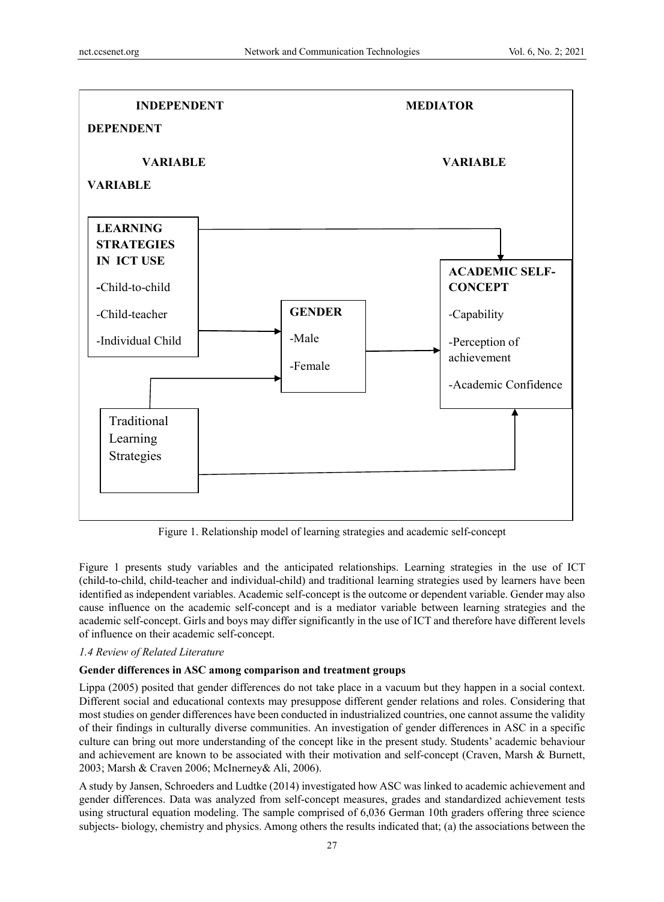**INDEPENDENT VARIABLE** | **MEDIATOR VARIABLE** | **DEPENDENT VARIABLE**

**LEARNING STRATEGIES IN ICT USE**

- Child-to-child
- Child-teacher
- Individual Child

**GENDER**

- Male
- Female

**ACADEMIC SELF-CONCEPT**

- Capability
- Perception of achievement
- Academic Confidence

Traditional Learning Strategies

Figure 1. Relationship model of learning strategies and academic self-concept

Figure 1 presents study variables and the anticipated relationships. Learning strategies in the use of ICT (child-to-child, child-teacher and individual-child) and traditional learning strategies used by learners have been identified as independent variables. Academic self-concept is the outcome or dependent variable. Gender may also cause influence on the academic self-concept and is a mediator variable between learning strategies and the academic self-concept. Girls and boys may differ significantly in the use of ICT and therefore have different levels of influence on their academic self-concept.

### *1.4 Review of Related Literature*

**Gender differences in ASC among comparison and treatment groups**

Lippa (2005) posited that gender differences do not take place in a vacuum but they happen in a social context. Different social and educational contexts may presuppose different gender relations and roles. Considering that most studies on gender differences have been conducted in industrialized countries, one cannot assume the validity of their findings in culturally diverse communities. An investigation of gender differences in ASC in a specific culture can bring out more understanding of the concept like in the present study. Students' academic behaviour and achievement are known to be associated with their motivation and self-concept (Craven, Marsh & Burnett, 2003; Marsh & Craven 2006; McInerney& Ali, 2006).

A study by Jansen, Schroeders and Ludtke (2014) investigated how ASC was linked to academic achievement and gender differences. Data was analyzed from self-concept measures, grades and standardized achievement tests using structural equation modeling. The sample comprised of 6,036 German 10th graders offering three science subjects- biology, chemistry and physics. Among others the results indicated that; (a) the associations between the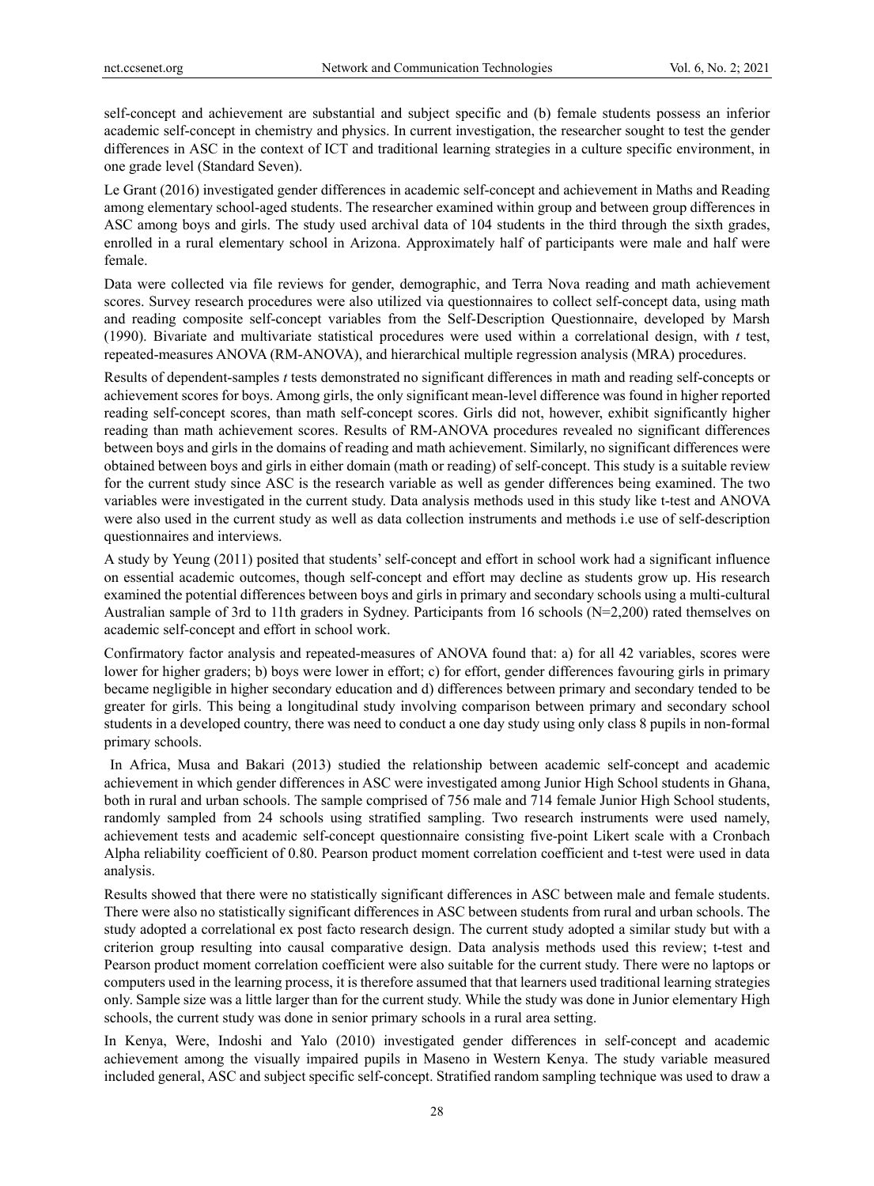self-concept and achievement are substantial and subject specific and (b) female students possess an inferior academic self-concept in chemistry and physics. In current investigation, the researcher sought to test the gender differences in ASC in the context of ICT and traditional learning strategies in a culture specific environment, in one grade level (Standard Seven).

Le Grant (2016) investigated gender differences in academic self-concept and achievement in Maths and Reading among elementary school-aged students. The researcher examined within group and between group differences in ASC among boys and girls. The study used archival data of 104 students in the third through the sixth grades, enrolled in a rural elementary school in Arizona. Approximately half of participants were male and half were female.

Data were collected via file reviews for gender, demographic, and Terra Nova reading and math achievement scores. Survey research procedures were also utilized via questionnaires to collect self-concept data, using math and reading composite self-concept variables from the Self-Description Questionnaire, developed by Marsh (1990). Bivariate and multivariate statistical procedures were used within a correlational design, with *t* test, repeated-measures ANOVA (RM-ANOVA), and hierarchical multiple regression analysis (MRA) procedures.

Results of dependent-samples *t* tests demonstrated no significant differences in math and reading self-concepts or achievement scores for boys. Among girls, the only significant mean-level difference was found in higher reported reading self-concept scores, than math self-concept scores. Girls did not, however, exhibit significantly higher reading than math achievement scores. Results of RM-ANOVA procedures revealed no significant differences between boys and girls in the domains of reading and math achievement. Similarly, no significant differences were obtained between boys and girls in either domain (math or reading) of self-concept. This study is a suitable review for the current study since ASC is the research variable as well as gender differences being examined. The two variables were investigated in the current study. Data analysis methods used in this study like t-test and ANOVA were also used in the current study as well as data collection instruments and methods i.e use of self-description questionnaires and interviews.

A study by Yeung (2011) posited that students' self-concept and effort in school work had a significant influence on essential academic outcomes, though self-concept and effort may decline as students grow up. His research examined the potential differences between boys and girls in primary and secondary schools using a multi-cultural Australian sample of 3rd to 11th graders in Sydney. Participants from 16 schools (N=2,200) rated themselves on academic self-concept and effort in school work.

Confirmatory factor analysis and repeated-measures of ANOVA found that: a) for all 42 variables, scores were lower for higher graders; b) boys were lower in effort; c) for effort, gender differences favouring girls in primary became negligible in higher secondary education and d) differences between primary and secondary tended to be greater for girls. This being a longitudinal study involving comparison between primary and secondary school students in a developed country, there was need to conduct a one day study using only class 8 pupils in non-formal primary schools.

In Africa, Musa and Bakari (2013) studied the relationship between academic self-concept and academic achievement in which gender differences in ASC were investigated among Junior High School students in Ghana, both in rural and urban schools. The sample comprised of 756 male and 714 female Junior High School students, randomly sampled from 24 schools using stratified sampling. Two research instruments were used namely, achievement tests and academic self-concept questionnaire consisting five-point Likert scale with a Cronbach Alpha reliability coefficient of 0.80. Pearson product moment correlation coefficient and t-test were used in data analysis.

Results showed that there were no statistically significant differences in ASC between male and female students. There were also no statistically significant differences in ASC between students from rural and urban schools. The study adopted a correlational ex post facto research design. The current study adopted a similar study but with a criterion group resulting into causal comparative design. Data analysis methods used this review; t-test and Pearson product moment correlation coefficient were also suitable for the current study. There were no laptops or computers used in the learning process, it is therefore assumed that that learners used traditional learning strategies only. Sample size was a little larger than for the current study. While the study was done in Junior elementary High schools, the current study was done in senior primary schools in a rural area setting.

In Kenya, Were, Indoshi and Yalo (2010) investigated gender differences in self-concept and academic achievement among the visually impaired pupils in Maseno in Western Kenya. The study variable measured included general, ASC and subject specific self-concept. Stratified random sampling technique was used to draw a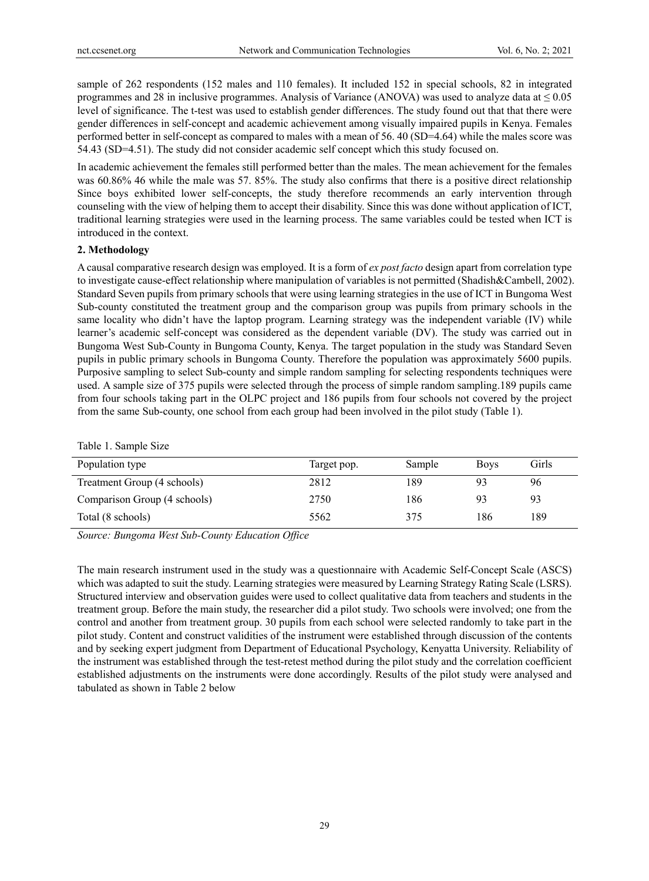sample of 262 respondents (152 males and 110 females). It included 152 in special schools, 82 in integrated programmes and 28 in inclusive programmes. Analysis of Variance (ANOVA) was used to analyze data at $\leq 0.05$ level of significance. The t-test was used to establish gender differences. The study found out that that there were gender differences in self-concept and academic achievement among visually impaired pupils in Kenya. Females performed better in self-concept as compared to males with a mean of 56. 40 (SD=4.64) while the males score was 54.43 (SD=4.51). The study did not consider academic self concept which this study focused on.

In academic achievement the females still performed better than the males. The mean achievement for the females was 60.86% 46 while the male was 57. 85%. The study also confirms that there is a positive direct relationship Since boys exhibited lower self-concepts, the study therefore recommends an early intervention through counseling with the view of helping them to accept their disability. Since this was done without application of ICT, traditional learning strategies were used in the learning process. The same variables could be tested when ICT is introduced in the context.

## 2. Methodology

A causal comparative research design was employed. It is a form of *ex post facto* design apart from correlation type to investigate cause-effect relationship where manipulation of variables is not permitted (Shadish&Cambell, 2002). Standard Seven pupils from primary schools that were using learning strategies in the use of ICT in Bungoma West Sub-county constituted the treatment group and the comparison group was pupils from primary schools in the same locality who didn't have the laptop program. Learning strategy was the independent variable (IV) while learner's academic self-concept was considered as the dependent variable (DV). The study was carried out in Bungoma West Sub-County in Bungoma County, Kenya. The target population in the study was Standard Seven pupils in public primary schools in Bungoma County. Therefore the population was approximately 5600 pupils. Purposive sampling to select Sub-county and simple random sampling for selecting respondents techniques were used. A sample size of 375 pupils were selected through the process of simple random sampling.189 pupils came from four schools taking part in the OLPC project and 186 pupils from four schools not covered by the project from the same Sub-county, one school from each group had been involved in the pilot study (Table 1).

Table 1. Sample Size

| Population type | Target pop. | Sample | Boys | Girls |
|---|---|---|---|---|
| Treatment Group (4 schools) | 2812 | 189 | 93 | 96 |
| Comparison Group (4 schools) | 2750 | 186 | 93 | 93 |
| Total (8 schools) | 5562 | 375 | 186 | 189 |

*Source: Bungoma West Sub-County Education Office*

The main research instrument used in the study was a questionnaire with Academic Self-Concept Scale (ASCS) which was adapted to suit the study. Learning strategies were measured by Learning Strategy Rating Scale (LSRS). Structured interview and observation guides were used to collect qualitative data from teachers and students in the treatment group. Before the main study, the researcher did a pilot study. Two schools were involved; one from the control and another from treatment group. 30 pupils from each school were selected randomly to take part in the pilot study. Content and construct validities of the instrument were established through discussion of the contents and by seeking expert judgment from Department of Educational Psychology, Kenyatta University. Reliability of the instrument was established through the test-retest method during the pilot study and the correlation coefficient established adjustments on the instruments were done accordingly. Results of the pilot study were analysed and tabulated as shown in Table 2 below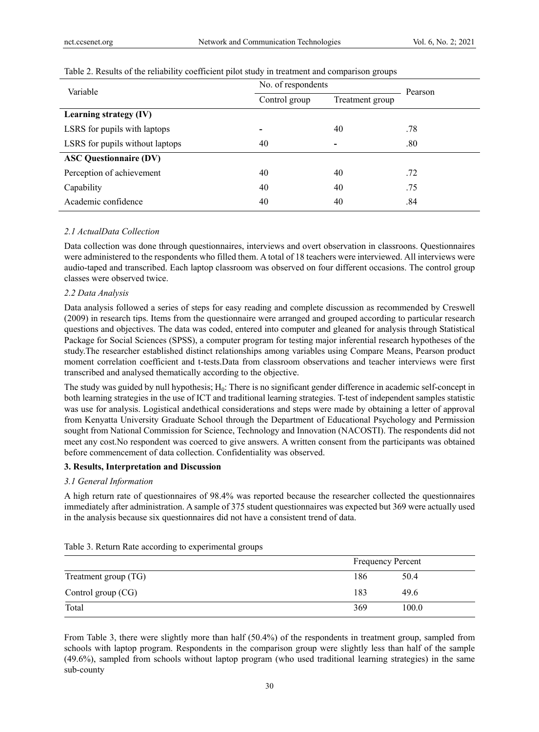Table 2. Results of the reliability coefficient pilot study in treatment and comparison groups

| Variable | No. of respondents | | Pearson |
|---|---|---|---|
| | Control group | Treatment group | |
| **Learning strategy (IV)** | | | |
| LSRS for pupils with laptops | - | 40 | .78 |
| LSRS for pupils without laptops | 40 | - | .80 |
| **ASC Questionnaire (DV)** | | | |
| Perception of achievement | 40 | 40 | .72 |
| Capability | 40 | 40 | .75 |
| Academic confidence | 40 | 40 | .84 |

### *2.1 ActualData Collection*

Data collection was done through questionnaires, interviews and overt observation in classroons. Questionnaires were administered to the respondents who filled them. A total of 18 teachers were interviewed. All interviews were audio-taped and transcribed. Each laptop classroom was observed on four different occasions. The control group classes were observed twice.

### *2.2 Data Analysis*

Data analysis followed a series of steps for easy reading and complete discussion as recommended by Creswell (2009) in research tips. Items from the questionnaire were arranged and grouped according to particular research questions and objectives. The data was coded, entered into computer and gleaned for analysis through Statistical Package for Social Sciences (SPSS), a computer program for testing major inferential research hypotheses of the study.The researcher established distinct relationships among variables using Compare Means, Pearson product moment correlation coefficient and t-tests.Data from classroom observations and teacher interviews were first transcribed and analysed thematically according to the objective.

The study was guided by null hypothesis; $H_0$: There is no significant gender difference in academic self-concept in both learning strategies in the use of ICT and traditional learning strategies. T-test of independent samples statistic was use for analysis. Logistical andethical considerations and steps were made by obtaining a letter of approval from Kenyatta University Graduate School through the Department of Educational Psychology and Permission sought from National Commission for Science, Technology and Innovation (NACOSTI). The respondents did not meet any cost.No respondent was coerced to give answers. A written consent from the participants was obtained before commencement of data collection. Confidentiality was observed.

## **3. Results, Interpretation and Discussion**

### *3.1 General Information*

A high return rate of questionnaires of 98.4% was reported because the researcher collected the questionnaires immediately after administration. A sample of 375 student questionnaires was expected but 369 were actually used in the analysis because six questionnaires did not have a consistent trend of data.

Table 3. Return Rate according to experimental groups

| | Frequency | Percent |
|---|---|---|
| Treatment group (TG) | 186 | 50.4 |
| Control group (CG) | 183 | 49.6 |
| Total | 369 | 100.0 |

From Table 3, there were slightly more than half (50.4%) of the respondents in treatment group, sampled from schools with laptop program. Respondents in the comparison group were slightly less than half of the sample (49.6%), sampled from schools without laptop program (who used traditional learning strategies) in the same sub-county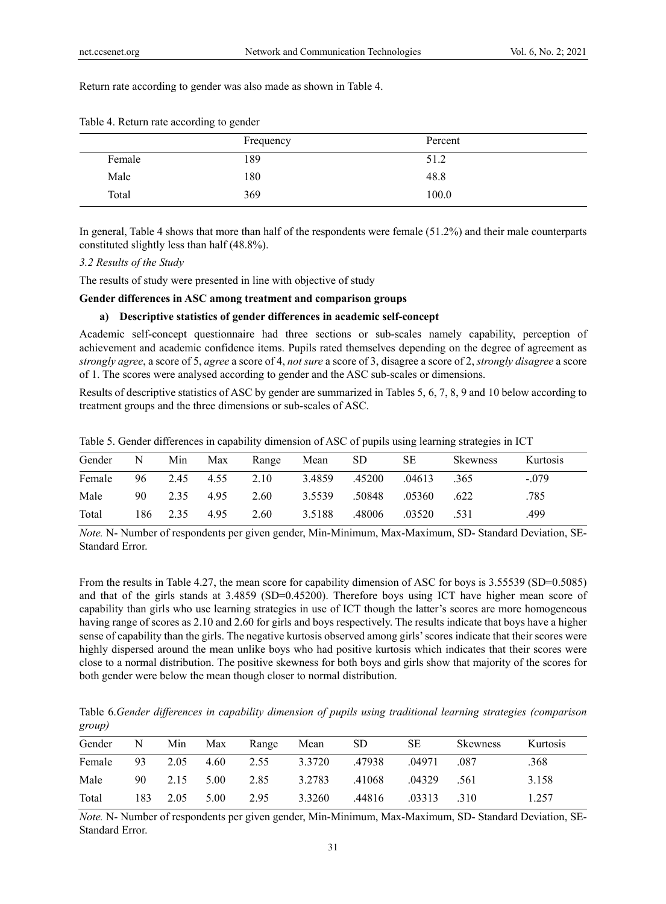Return rate according to gender was also made as shown in Table 4.

Table 4. Return rate according to gender

| | Frequency | Percent |
|---|---|---|
| Female | 189 | 51.2 |
| Male | 180 | 48.8 |
| Total | 369 | 100.0 |

In general, Table 4 shows that more than half of the respondents were female (51.2%) and their male counterparts constituted slightly less than half (48.8%).

*3.2 Results of the Study*

The results of study were presented in line with objective of study

**Gender differences in ASC among treatment and comparison groups**

**a) Descriptive statistics of gender differences in academic self-concept**

Academic self-concept questionnaire had three sections or sub-scales namely capability, perception of achievement and academic confidence items. Pupils rated themselves depending on the degree of agreement as *strongly agree*, a score of 5, *agree* a score of 4, *not sure* a score of 3, disagree a score of 2, *strongly disagree* a score of 1. The scores were analysed according to gender and the ASC sub-scales or dimensions.

Results of descriptive statistics of ASC by gender are summarized in Tables 5, 6, 7, 8, 9 and 10 below according to treatment groups and the three dimensions or sub-scales of ASC.

Table 5. Gender differences in capability dimension of ASC of pupils using learning strategies in ICT

| Gender | N | Min | Max | Range | Mean | SD | SE | Skewness | Kurtosis |
|---|---|---|---|---|---|---|---|---|---|
| Female | 96 | 2.45 | 4.55 | 2.10 | 3.4859 | .45200 | .04613 | .365 | -.079 |
| Male | 90 | 2.35 | 4.95 | 2.60 | 3.5539 | .50848 | .05360 | .622 | .785 |
| Total | 186 | 2.35 | 4.95 | 2.60 | 3.5188 | .48006 | .03520 | .531 | .499 |

*Note.* N- Number of respondents per given gender, Min-Minimum, Max-Maximum, SD- Standard Deviation, SE- Standard Error.

From the results in Table 4.27, the mean score for capability dimension of ASC for boys is 3.55539 (SD=0.5085) and that of the girls stands at 3.4859 (SD=0.45200). Therefore boys using ICT have higher mean score of capability than girls who use learning strategies in use of ICT though the latter's scores are more homogeneous having range of scores as 2.10 and 2.60 for girls and boys respectively. The results indicate that boys have a higher sense of capability than the girls. The negative kurtosis observed among girls' scores indicate that their scores were highly dispersed around the mean unlike boys who had positive kurtosis which indicates that their scores were close to a normal distribution. The positive skewness for both boys and girls show that majority of the scores for both gender were below the mean though closer to normal distribution.

Table 6.*Gender differences in capability dimension of pupils using traditional learning strategies (comparison group)*

| Gender | N | Min | Max | Range | Mean | SD | SE | Skewness | Kurtosis |
|---|---|---|---|---|---|---|---|---|---|
| Female | 93 | 2.05 | 4.60 | 2.55 | 3.3720 | .47938 | .04971 | .087 | .368 |
| Male | 90 | 2.15 | 5.00 | 2.85 | 3.2783 | .41068 | .04329 | .561 | 3.158 |
| Total | 183 | 2.05 | 5.00 | 2.95 | 3.3260 | .44816 | .03313 | .310 | 1.257 |

*Note.* N- Number of respondents per given gender, Min-Minimum, Max-Maximum, SD- Standard Deviation, SE- Standard Error.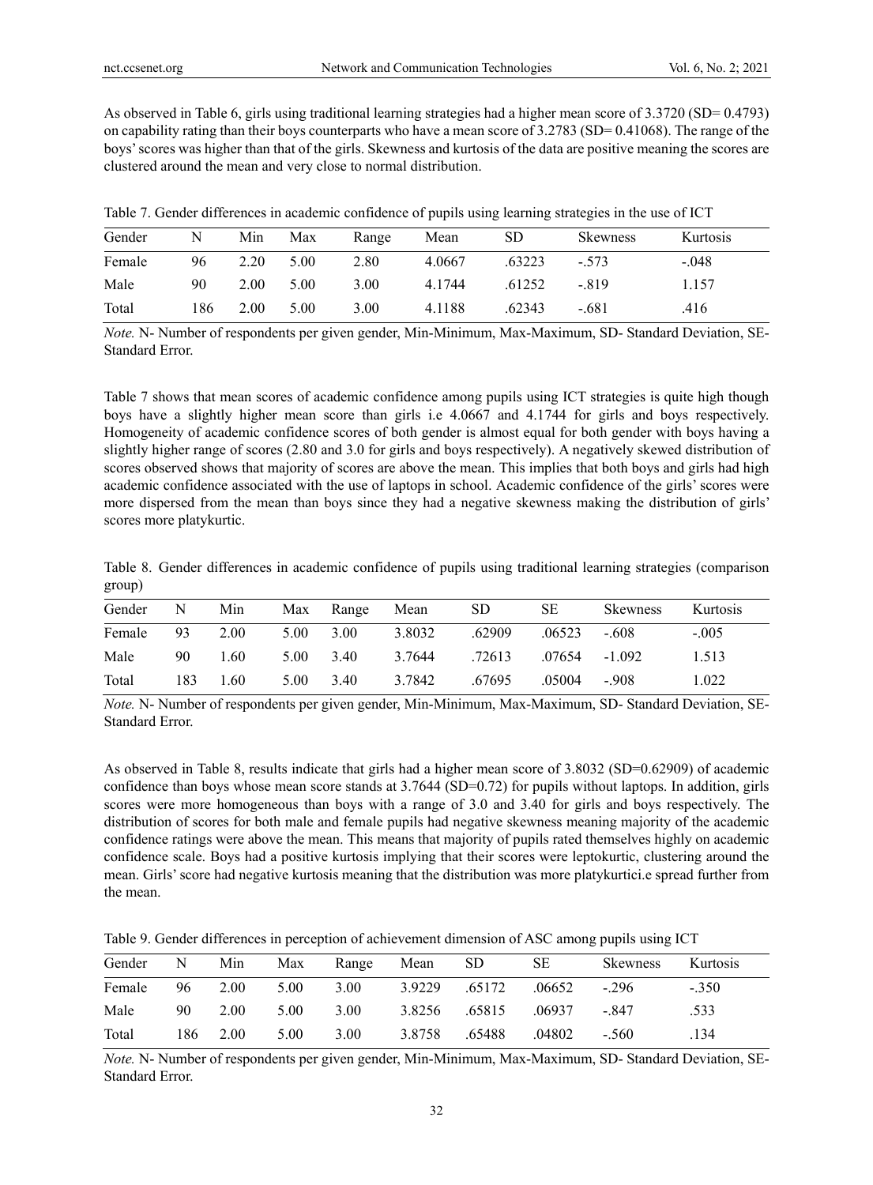As observed in Table 6, girls using traditional learning strategies had a higher mean score of 3.3720 (SD= 0.4793) on capability rating than their boys counterparts who have a mean score of 3.2783 (SD= 0.41068). The range of the boys' scores was higher than that of the girls. Skewness and kurtosis of the data are positive meaning the scores are clustered around the mean and very close to normal distribution.

Table 7. Gender differences in academic confidence of pupils using learning strategies in the use of ICT

| Gender | N | Min | Max | Range | Mean | SD | Skewness | Kurtosis |
|---|---|---|---|---|---|---|---|---|
| Female | 96 | 2.20 | 5.00 | 2.80 | 4.0667 | .63223 | -.573 | -.048 |
| Male | 90 | 2.00 | 5.00 | 3.00 | 4.1744 | .61252 | -.819 | 1.157 |
| Total | 186 | 2.00 | 5.00 | 3.00 | 4.1188 | .62343 | -.681 | .416 |

*Note.* N- Number of respondents per given gender, Min-Minimum, Max-Maximum, SD- Standard Deviation, SE- Standard Error.

Table 7 shows that mean scores of academic confidence among pupils using ICT strategies is quite high though boys have a slightly higher mean score than girls i.e 4.0667 and 4.1744 for girls and boys respectively. Homogeneity of academic confidence scores of both gender is almost equal for both gender with boys having a slightly higher range of scores (2.80 and 3.0 for girls and boys respectively). A negatively skewed distribution of scores observed shows that majority of scores are above the mean. This implies that both boys and girls had high academic confidence associated with the use of laptops in school. Academic confidence of the girls' scores were more dispersed from the mean than boys since they had a negative skewness making the distribution of girls' scores more platykurtic.

Table 8. Gender differences in academic confidence of pupils using traditional learning strategies (comparison group)

| Gender | N | Min | Max | Range | Mean | SD | SE | Skewness | Kurtosis |
|---|---|---|---|---|---|---|---|---|---|
| Female | 93 | 2.00 | 5.00 | 3.00 | 3.8032 | .62909 | .06523 | -.608 | -.005 |
| Male | 90 | 1.60 | 5.00 | 3.40 | 3.7644 | .72613 | .07654 | -1.092 | 1.513 |
| Total | 183 | 1.60 | 5.00 | 3.40 | 3.7842 | .67695 | .05004 | -.908 | 1.022 |

*Note.* N- Number of respondents per given gender, Min-Minimum, Max-Maximum, SD- Standard Deviation, SE- Standard Error.

As observed in Table 8, results indicate that girls had a higher mean score of 3.8032 (SD=0.62909) of academic confidence than boys whose mean score stands at 3.7644 (SD=0.72) for pupils without laptops. In addition, girls scores were more homogeneous than boys with a range of 3.0 and 3.40 for girls and boys respectively. The distribution of scores for both male and female pupils had negative skewness meaning majority of the academic confidence ratings were above the mean. This means that majority of pupils rated themselves highly on academic confidence scale. Boys had a positive kurtosis implying that their scores were leptokurtic, clustering around the mean. Girls' score had negative kurtosis meaning that the distribution was more platykurtici.e spread further from the mean.

Table 9. Gender differences in perception of achievement dimension of ASC among pupils using ICT

| Gender | N | Min | Max | Range | Mean | SD | SE | Skewness | Kurtosis |
|---|---|---|---|---|---|---|---|---|---|
| Female | 96 | 2.00 | 5.00 | 3.00 | 3.9229 | .65172 | .06652 | -.296 | -.350 |
| Male | 90 | 2.00 | 5.00 | 3.00 | 3.8256 | .65815 | .06937 | -.847 | .533 |
| Total | 186 | 2.00 | 5.00 | 3.00 | 3.8758 | .65488 | .04802 | -.560 | .134 |

*Note.* N- Number of respondents per given gender, Min-Minimum, Max-Maximum, SD- Standard Deviation, SE- Standard Error.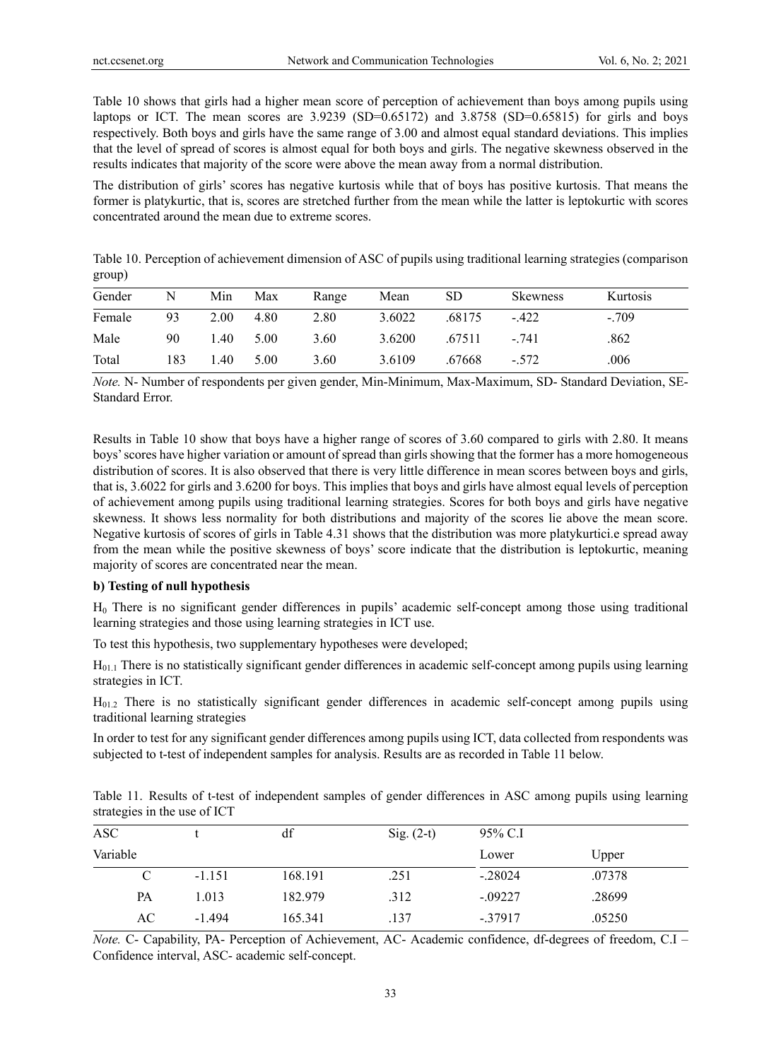Table 10 shows that girls had a higher mean score of perception of achievement than boys among pupils using laptops or ICT. The mean scores are 3.9239 (SD=0.65172) and 3.8758 (SD=0.65815) for girls and boys respectively. Both boys and girls have the same range of 3.00 and almost equal standard deviations. This implies that the level of spread of scores is almost equal for both boys and girls. The negative skewness observed in the results indicates that majority of the score were above the mean away from a normal distribution.

The distribution of girls' scores has negative kurtosis while that of boys has positive kurtosis. That means the former is platykurtic, that is, scores are stretched further from the mean while the latter is leptokurtic with scores concentrated around the mean due to extreme scores.

Table 10. Perception of achievement dimension of ASC of pupils using traditional learning strategies (comparison group)

| Gender | N | Min | Max | Range | Mean | SD | Skewness | Kurtosis |
|---|---|---|---|---|---|---|---|---|
| Female | 93 | 2.00 | 4.80 | 2.80 | 3.6022 | .68175 | -.422 | -.709 |
| Male | 90 | 1.40 | 5.00 | 3.60 | 3.6200 | .67511 | -.741 | .862 |
| Total | 183 | 1.40 | 5.00 | 3.60 | 3.6109 | .67668 | -.572 | .006 |

*Note.* N- Number of respondents per given gender, Min-Minimum, Max-Maximum, SD- Standard Deviation, SE- Standard Error.

Results in Table 10 show that boys have a higher range of scores of 3.60 compared to girls with 2.80. It means boys' scores have higher variation or amount of spread than girls showing that the former has a more homogeneous distribution of scores. It is also observed that there is very little difference in mean scores between boys and girls, that is, 3.6022 for girls and 3.6200 for boys. This implies that boys and girls have almost equal levels of perception of achievement among pupils using traditional learning strategies. Scores for both boys and girls have negative skewness. It shows less normality for both distributions and majority of the scores lie above the mean score. Negative kurtosis of scores of girls in Table 4.31 shows that the distribution was more platykurtici.e spread away from the mean while the positive skewness of boys' score indicate that the distribution is leptokurtic, meaning majority of scores are concentrated near the mean.

**b) Testing of null hypothesis**

$H_0$ There is no significant gender differences in pupils' academic self-concept among those using traditional learning strategies and those using learning strategies in ICT use.

To test this hypothesis, two supplementary hypotheses were developed;

$H_{01.1}$ There is no statistically significant gender differences in academic self-concept among pupils using learning strategies in ICT.

$H_{01.2}$ There is no statistically significant gender differences in academic self-concept among pupils using traditional learning strategies

In order to test for any significant gender differences among pupils using ICT, data collected from respondents was subjected to t-test of independent samples for analysis. Results are as recorded in Table 11 below.

Table 11. Results of t-test of independent samples of gender differences in ASC among pupils using learning strategies in the use of ICT

| ASC Variable | t | df | Sig. (2-t) | 95% C.I Lower | 95% C.I Upper |
|---|---|---|---|---|---|
| C | -1.151 | 168.191 | .251 | -.28024 | .07378 |
| PA | 1.013 | 182.979 | .312 | -.09227 | .28699 |
| AC | -1.494 | 165.341 | .137 | -.37917 | .05250 |

*Note.* C- Capability, PA- Perception of Achievement, AC- Academic confidence, df-degrees of freedom, C.I – Confidence interval, ASC- academic self-concept.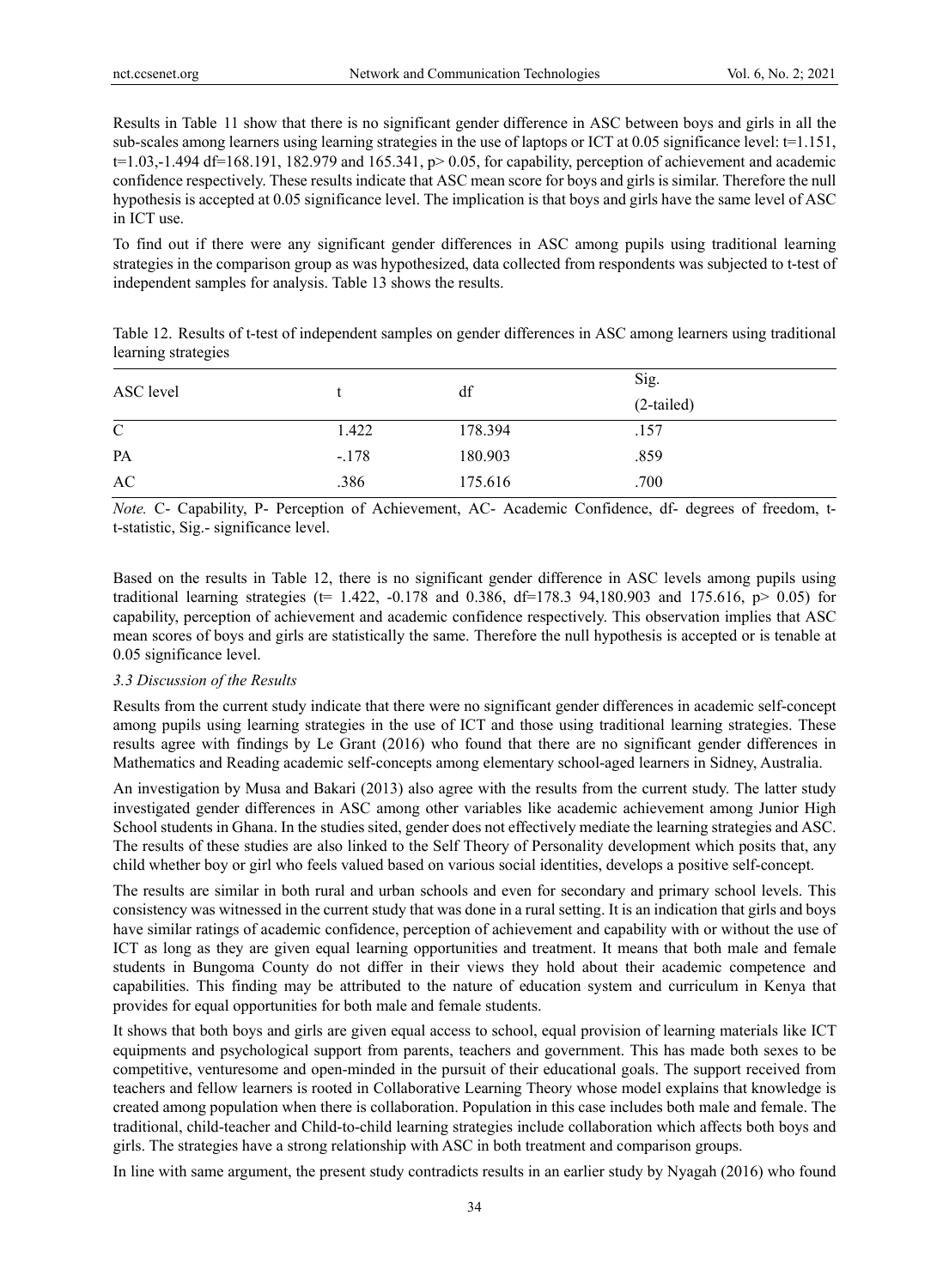Results in Table 11 show that there is no significant gender difference in ASC between boys and girls in all the sub-scales among learners using learning strategies in the use of laptops or ICT at 0.05 significance level: t=1.151, t=1.03,-1.494 df=168.191, 182.979 and 165.341, p> 0.05, for capability, perception of achievement and academic confidence respectively. These results indicate that ASC mean score for boys and girls is similar. Therefore the null hypothesis is accepted at 0.05 significance level. The implication is that boys and girls have the same level of ASC in ICT use.

To find out if there were any significant gender differences in ASC among pupils using traditional learning strategies in the comparison group as was hypothesized, data collected from respondents was subjected to t-test of independent samples for analysis. Table 13 shows the results.

Table 12. Results of t-test of independent samples on gender differences in ASC among learners using traditional learning strategies

| ASC level | t | df | Sig. (2-tailed) |
|---|---|---|---|
| C | 1.422 | 178.394 | .157 |
| PA | -.178 | 180.903 | .859 |
| AC | .386 | 175.616 | .700 |

*Note.* C- Capability, P- Perception of Achievement, AC- Academic Confidence, df- degrees of freedom, t- t-statistic, Sig.- significance level.

Based on the results in Table 12, there is no significant gender difference in ASC levels among pupils using traditional learning strategies (t= 1.422, -0.178 and 0.386, df=178.3 94,180.903 and 175.616, p> 0.05) for capability, perception of achievement and academic confidence respectively. This observation implies that ASC mean scores of boys and girls are statistically the same. Therefore the null hypothesis is accepted or is tenable at 0.05 significance level.

### 3.3 Discussion of the Results

Results from the current study indicate that there were no significant gender differences in academic self-concept among pupils using learning strategies in the use of ICT and those using traditional learning strategies. These results agree with findings by Le Grant (2016) who found that there are no significant gender differences in Mathematics and Reading academic self-concepts among elementary school-aged learners in Sidney, Australia.

An investigation by Musa and Bakari (2013) also agree with the results from the current study. The latter study investigated gender differences in ASC among other variables like academic achievement among Junior High School students in Ghana. In the studies sited, gender does not effectively mediate the learning strategies and ASC. The results of these studies are also linked to the Self Theory of Personality development which posits that, any child whether boy or girl who feels valued based on various social identities, develops a positive self-concept.

The results are similar in both rural and urban schools and even for secondary and primary school levels. This consistency was witnessed in the current study that was done in a rural setting. It is an indication that girls and boys have similar ratings of academic confidence, perception of achievement and capability with or without the use of ICT as long as they are given equal learning opportunities and treatment. It means that both male and female students in Bungoma County do not differ in their views they hold about their academic competence and capabilities. This finding may be attributed to the nature of education system and curriculum in Kenya that provides for equal opportunities for both male and female students.

It shows that both boys and girls are given equal access to school, equal provision of learning materials like ICT equipments and psychological support from parents, teachers and government. This has made both sexes to be competitive, venturesome and open-minded in the pursuit of their educational goals. The support received from teachers and fellow learners is rooted in Collaborative Learning Theory whose model explains that knowledge is created among population when there is collaboration. Population in this case includes both male and female. The traditional, child-teacher and Child-to-child learning strategies include collaboration which affects both boys and girls. The strategies have a strong relationship with ASC in both treatment and comparison groups.

In line with same argument, the present study contradicts results in an earlier study by Nyagah (2016) who found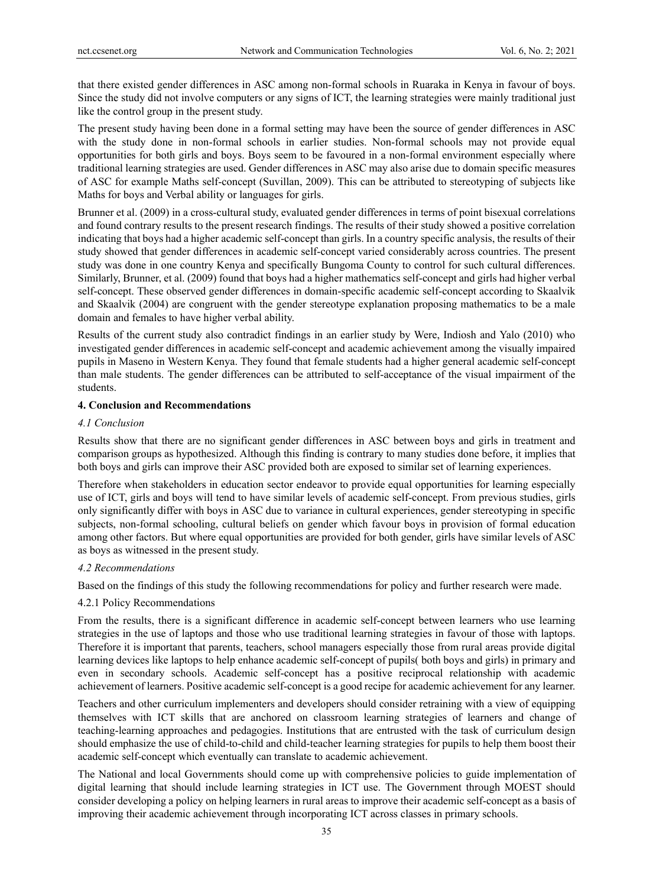that there existed gender differences in ASC among non-formal schools in Ruaraka in Kenya in favour of boys. Since the study did not involve computers or any signs of ICT, the learning strategies were mainly traditional just like the control group in the present study.

The present study having been done in a formal setting may have been the source of gender differences in ASC with the study done in non-formal schools in earlier studies. Non-formal schools may not provide equal opportunities for both girls and boys. Boys seem to be favoured in a non-formal environment especially where traditional learning strategies are used. Gender differences in ASC may also arise due to domain specific measures of ASC for example Maths self-concept (Suvillan, 2009). This can be attributed to stereotyping of subjects like Maths for boys and Verbal ability or languages for girls.

Brunner et al. (2009) in a cross-cultural study, evaluated gender differences in terms of point bisexual correlations and found contrary results to the present research findings. The results of their study showed a positive correlation indicating that boys had a higher academic self-concept than girls. In a country specific analysis, the results of their study showed that gender differences in academic self-concept varied considerably across countries. The present study was done in one country Kenya and specifically Bungoma County to control for such cultural differences. Similarly, Brunner, et al. (2009) found that boys had a higher mathematics self-concept and girls had higher verbal self-concept. These observed gender differences in domain-specific academic self-concept according to Skaalvik and Skaalvik (2004) are congruent with the gender stereotype explanation proposing mathematics to be a male domain and females to have higher verbal ability.

Results of the current study also contradict findings in an earlier study by Were, Indiosh and Yalo (2010) who investigated gender differences in academic self-concept and academic achievement among the visually impaired pupils in Maseno in Western Kenya. They found that female students had a higher general academic self-concept than male students. The gender differences can be attributed to self-acceptance of the visual impairment of the students.

## 4. Conclusion and Recommendations

### *4.1 Conclusion*

Results show that there are no significant gender differences in ASC between boys and girls in treatment and comparison groups as hypothesized. Although this finding is contrary to many studies done before, it implies that both boys and girls can improve their ASC provided both are exposed to similar set of learning experiences.

Therefore when stakeholders in education sector endeavor to provide equal opportunities for learning especially use of ICT, girls and boys will tend to have similar levels of academic self-concept. From previous studies, girls only significantly differ with boys in ASC due to variance in cultural experiences, gender stereotyping in specific subjects, non-formal schooling, cultural beliefs on gender which favour boys in provision of formal education among other factors. But where equal opportunities are provided for both gender, girls have similar levels of ASC as boys as witnessed in the present study.

### *4.2 Recommendations*

Based on the findings of this study the following recommendations for policy and further research were made.

#### 4.2.1 Policy Recommendations

From the results, there is a significant difference in academic self-concept between learners who use learning strategies in the use of laptops and those who use traditional learning strategies in favour of those with laptops. Therefore it is important that parents, teachers, school managers especially those from rural areas provide digital learning devices like laptops to help enhance academic self-concept of pupils( both boys and girls) in primary and even in secondary schools. Academic self-concept has a positive reciprocal relationship with academic achievement of learners. Positive academic self-concept is a good recipe for academic achievement for any learner.

Teachers and other curriculum implementers and developers should consider retraining with a view of equipping themselves with ICT skills that are anchored on classroom learning strategies of learners and change of teaching-learning approaches and pedagogies. Institutions that are entrusted with the task of curriculum design should emphasize the use of child-to-child and child-teacher learning strategies for pupils to help them boost their academic self-concept which eventually can translate to academic achievement.

The National and local Governments should come up with comprehensive policies to guide implementation of digital learning that should include learning strategies in ICT use. The Government through MOEST should consider developing a policy on helping learners in rural areas to improve their academic self-concept as a basis of improving their academic achievement through incorporating ICT across classes in primary schools.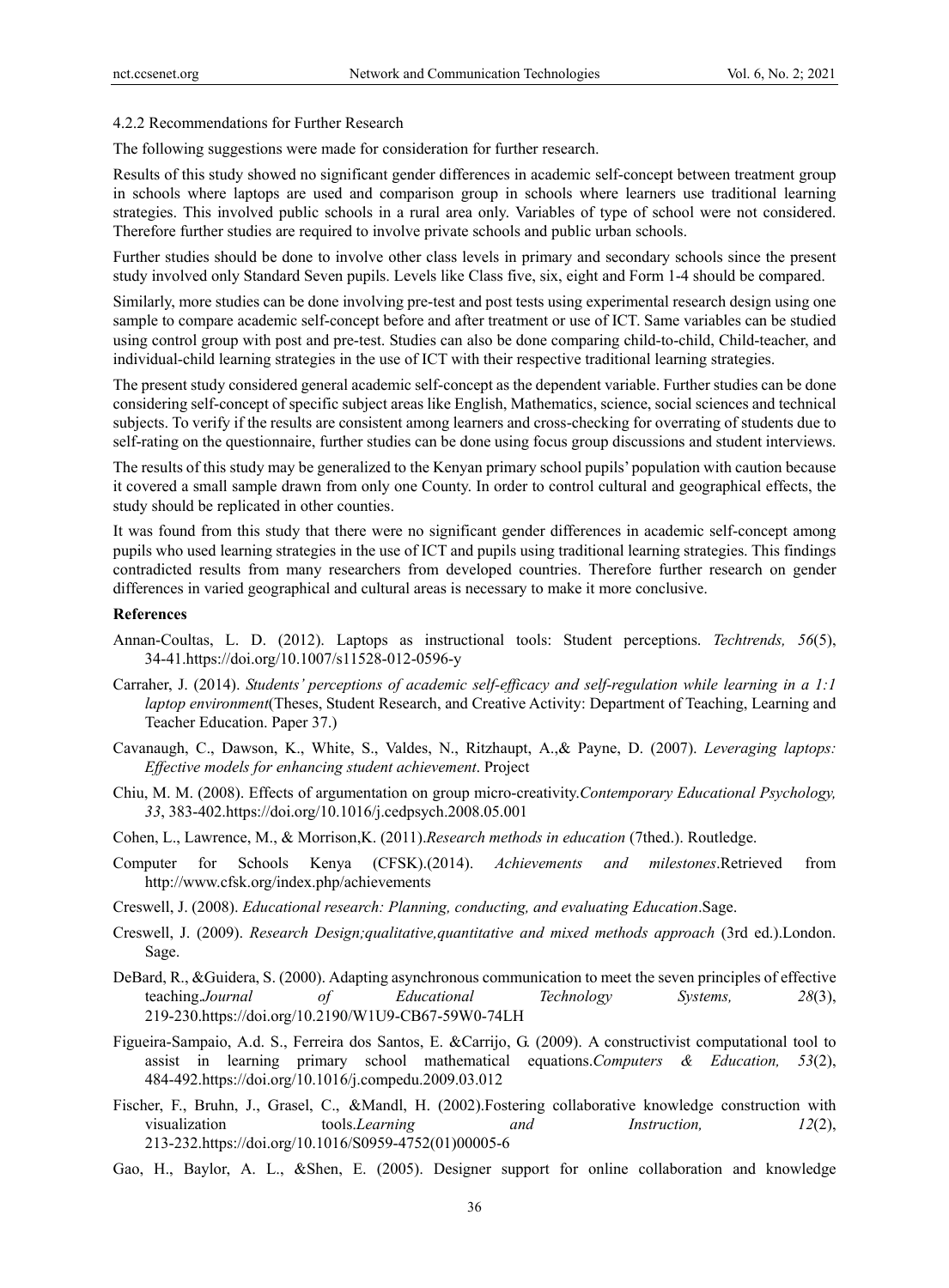#### 4.2.2 Recommendations for Further Research

The following suggestions were made for consideration for further research.

Results of this study showed no significant gender differences in academic self-concept between treatment group in schools where laptops are used and comparison group in schools where learners use traditional learning strategies. This involved public schools in a rural area only. Variables of type of school were not considered. Therefore further studies are required to involve private schools and public urban schools.

Further studies should be done to involve other class levels in primary and secondary schools since the present study involved only Standard Seven pupils. Levels like Class five, six, eight and Form 1-4 should be compared.

Similarly, more studies can be done involving pre-test and post tests using experimental research design using one sample to compare academic self-concept before and after treatment or use of ICT. Same variables can be studied using control group with post and pre-test. Studies can also be done comparing child-to-child, Child-teacher, and individual-child learning strategies in the use of ICT with their respective traditional learning strategies.

The present study considered general academic self-concept as the dependent variable. Further studies can be done considering self-concept of specific subject areas like English, Mathematics, science, social sciences and technical subjects. To verify if the results are consistent among learners and cross-checking for overrating of students due to self-rating on the questionnaire, further studies can be done using focus group discussions and student interviews.

The results of this study may be generalized to the Kenyan primary school pupils' population with caution because it covered a small sample drawn from only one County. In order to control cultural and geographical effects, the study should be replicated in other counties.

It was found from this study that there were no significant gender differences in academic self-concept among pupils who used learning strategies in the use of ICT and pupils using traditional learning strategies. This findings contradicted results from many researchers from developed countries. Therefore further research on gender differences in varied geographical and cultural areas is necessary to make it more conclusive.

**References**

Annan-Coultas, L. D. (2012). Laptops as instructional tools: Student perceptions. *Techtrends, 56*(5), 34-41.https://doi.org/10.1007/s11528-012-0596-y

Carraher, J. (2014). *Students' perceptions of academic self-efficacy and self-regulation while learning in a 1:1 laptop environment*(Theses, Student Research, and Creative Activity: Department of Teaching, Learning and Teacher Education. Paper 37.)

Cavanaugh, C., Dawson, K., White, S., Valdes, N., Ritzhaupt, A.,& Payne, D. (2007). *Leveraging laptops: Effective models for enhancing student achievement*. Project

Chiu, M. M. (2008). Effects of argumentation on group micro-creativity.*Contemporary Educational Psychology, 33*, 383-402.https://doi.org/10.1016/j.cedpsych.2008.05.001

Cohen, L., Lawrence, M., & Morrison,K. (2011).*Research methods in education* (7thed.). Routledge.

Computer for Schools Kenya (CFSK).(2014). *Achievements and milestones*.Retrieved from http://www.cfsk.org/index.php/achievements

Creswell, J. (2008). *Educational research: Planning, conducting, and evaluating Education*.Sage.

Creswell, J. (2009). *Research Design;qualitative,quantitative and mixed methods approach* (3rd ed.).London. Sage.

DeBard, R., &Guidera, S. (2000). Adapting asynchronous communication to meet the seven principles of effective teaching.*Journal of Educational Technology Systems, 28*(3), 219-230.https://doi.org/10.2190/W1U9-CB67-59W0-74LH

Figueira-Sampaio, A.d. S., Ferreira dos Santos, E. &Carrijo, G. (2009). A constructivist computational tool to assist in learning primary school mathematical equations.*Computers & Education, 53*(2), 484-492.https://doi.org/10.1016/j.compedu.2009.03.012

Fischer, F., Bruhn, J., Grasel, C., &Mandl, H. (2002).Fostering collaborative knowledge construction with visualization tools.*Learning and Instruction, 12*(2), 213-232.https://doi.org/10.1016/S0959-4752(01)00005-6

Gao, H., Baylor, A. L., &Shen, E. (2005). Designer support for online collaboration and knowledge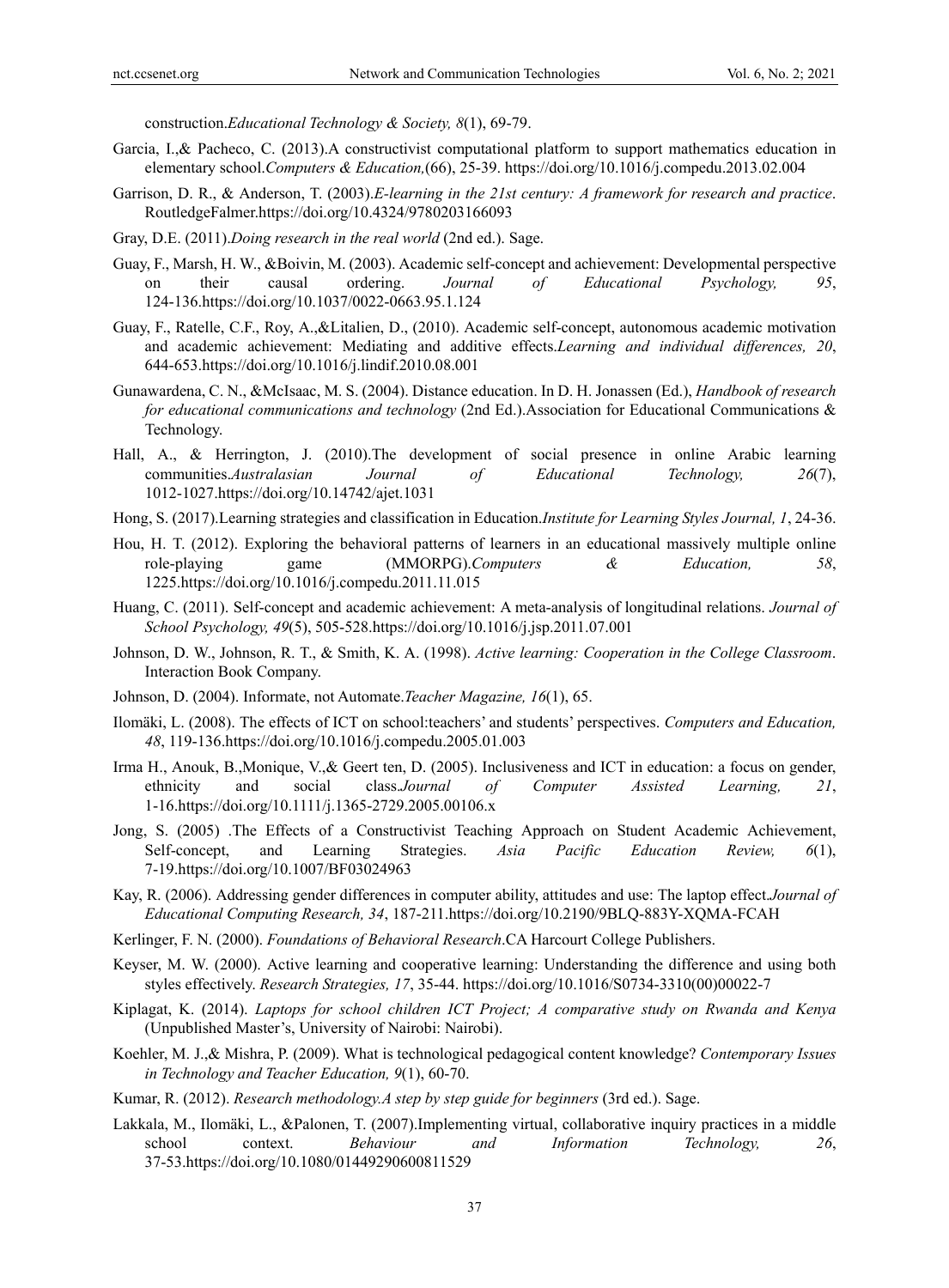construction.*Educational Technology & Society, 8*(1), 69-79.

Garcia, I.,& Pacheco, C. (2013).A constructivist computational platform to support mathematics education in elementary school.*Computers & Education,*(66), 25-39. https://doi.org/10.1016/j.compedu.2013.02.004

Garrison, D. R., & Anderson, T. (2003).*E-learning in the 21st century: A framework for research and practice*. RoutledgeFalmer.https://doi.org/10.4324/9780203166093

Gray, D.E. (2011).*Doing research in the real world* (2nd ed.). Sage.

Guay, F., Marsh, H. W., &Boivin, M. (2003). Academic self-concept and achievement: Developmental perspective on their causal ordering. *Journal of Educational Psychology, 95*, 124-136.https://doi.org/10.1037/0022-0663.95.1.124

Guay, F., Ratelle, C.F., Roy, A.,&Litalien, D., (2010). Academic self-concept, autonomous academic motivation and academic achievement: Mediating and additive effects.*Learning and individual differences, 20*, 644-653.https://doi.org/10.1016/j.lindif.2010.08.001

Gunawardena, C. N., &McIsaac, M. S. (2004). Distance education. In D. H. Jonassen (Ed.), *Handbook of research for educational communications and technology* (2nd Ed.).Association for Educational Communications & Technology.

Hall, A., & Herrington, J. (2010).The development of social presence in online Arabic learning communities.*Australasian Journal of Educational Technology, 26*(7), 1012-1027.https://doi.org/10.14742/ajet.1031

Hong, S. (2017).Learning strategies and classification in Education.*Institute for Learning Styles Journal, 1*, 24-36.

Hou, H. T. (2012). Exploring the behavioral patterns of learners in an educational massively multiple online role-playing game (MMORPG).*Computers & Education, 58*, 1225.https://doi.org/10.1016/j.compedu.2011.11.015

Huang, C. (2011). Self-concept and academic achievement: A meta-analysis of longitudinal relations. *Journal of School Psychology, 49*(5), 505-528.https://doi.org/10.1016/j.jsp.2011.07.001

Johnson, D. W., Johnson, R. T., & Smith, K. A. (1998). *Active learning: Cooperation in the College Classroom*. Interaction Book Company.

Johnson, D. (2004). Informate, not Automate.*Teacher Magazine, 16*(1), 65.

Ilomäki, L. (2008). The effects of ICT on school:teachers' and students' perspectives. *Computers and Education, 48*, 119-136.https://doi.org/10.1016/j.compedu.2005.01.003

Irma H., Anouk, B.,Monique, V.,& Geert ten, D. (2005). Inclusiveness and ICT in education: a focus on gender, ethnicity and social class.*Journal of Computer Assisted Learning, 21*, 1-16.https://doi.org/10.1111/j.1365-2729.2005.00106.x

Jong, S. (2005) .The Effects of a Constructivist Teaching Approach on Student Academic Achievement, Self-concept, and Learning Strategies. *Asia Pacific Education Review, 6*(1), 7-19.https://doi.org/10.1007/BF03024963

Kay, R. (2006). Addressing gender differences in computer ability, attitudes and use: The laptop effect.*Journal of Educational Computing Research, 34*, 187-211.https://doi.org/10.2190/9BLQ-883Y-XQMA-FCAH

Kerlinger, F. N. (2000). *Foundations of Behavioral Research*.CA Harcourt College Publishers.

Keyser, M. W. (2000). Active learning and cooperative learning: Understanding the difference and using both styles effectively. *Research Strategies, 17*, 35-44. https://doi.org/10.1016/S0734-3310(00)00022-7

Kiplagat, K. (2014). *Laptops for school children ICT Project; A comparative study on Rwanda and Kenya* (Unpublished Master's, University of Nairobi: Nairobi).

Koehler, M. J.,& Mishra, P. (2009). What is technological pedagogical content knowledge? *Contemporary Issues in Technology and Teacher Education, 9*(1), 60-70.

Kumar, R. (2012). *Research methodology.A step by step guide for beginners* (3rd ed.). Sage.

Lakkala, M., Ilomäki, L., &Palonen, T. (2007).Implementing virtual, collaborative inquiry practices in a middle school context. *Behaviour and Information Technology, 26*, 37-53.https://doi.org/10.1080/01449290600811529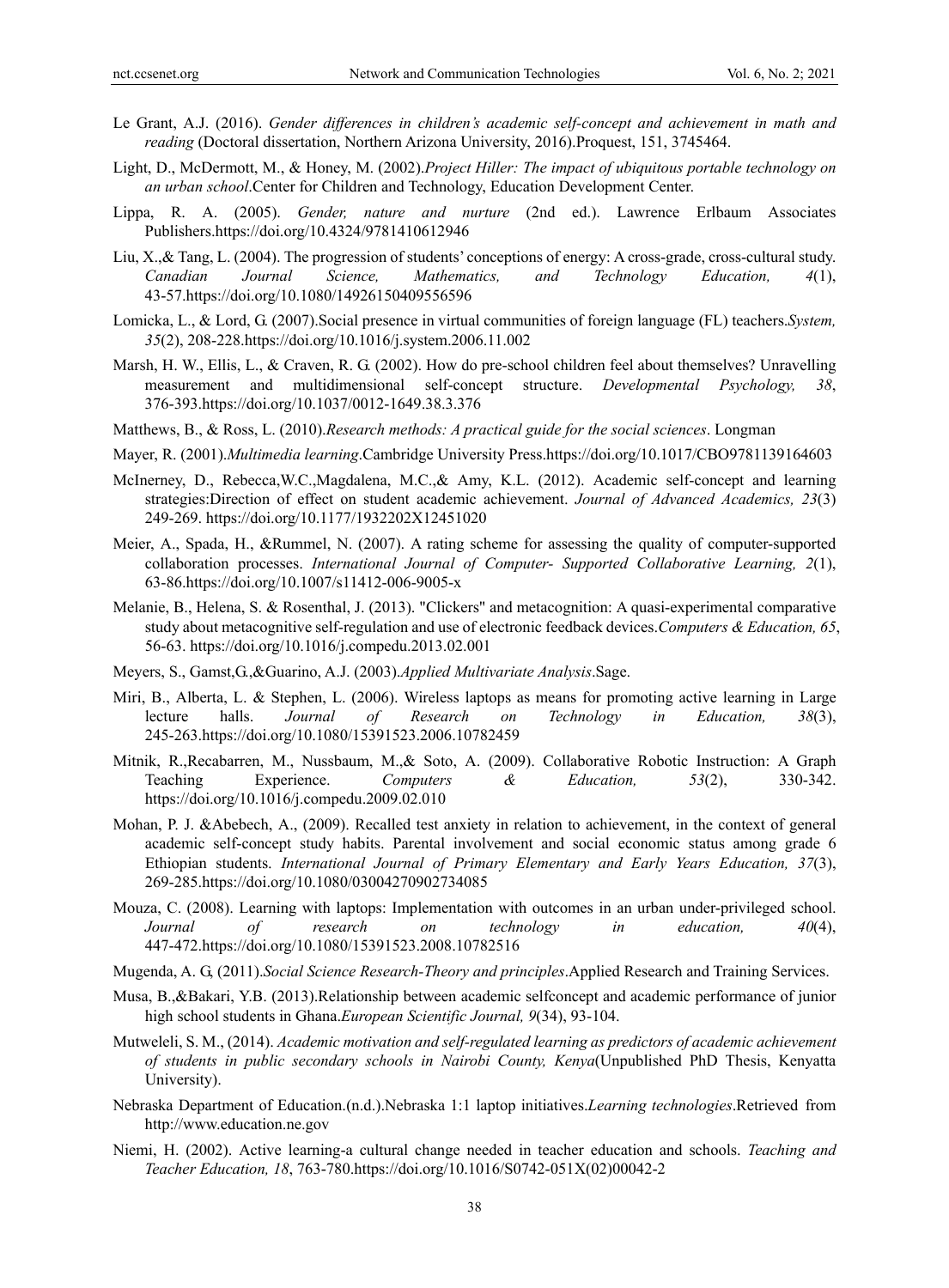Le Grant, A.J. (2016). *Gender differences in children's academic self-concept and achievement in math and reading* (Doctoral dissertation, Northern Arizona University, 2016).Proquest, 151, 3745464.

Light, D., McDermott, M., & Honey, M. (2002).*Project Hiller: The impact of ubiquitous portable technology on an urban school*.Center for Children and Technology, Education Development Center.

Lippa, R. A. (2005). *Gender, nature and nurture* (2nd ed.). Lawrence Erlbaum Associates Publishers.https://doi.org/10.4324/9781410612946

Liu, X.,& Tang, L. (2004). The progression of students' conceptions of energy: A cross-grade, cross-cultural study. *Canadian Journal Science, Mathematics, and Technology Education, 4*(1), 43-57.https://doi.org/10.1080/14926150409556596

Lomicka, L., & Lord, G. (2007).Social presence in virtual communities of foreign language (FL) teachers.*System, 35*(2), 208-228.https://doi.org/10.1016/j.system.2006.11.002

Marsh, H. W., Ellis, L., & Craven, R. G. (2002). How do pre-school children feel about themselves? Unravelling measurement and multidimensional self-concept structure. *Developmental Psychology, 38*, 376-393.https://doi.org/10.1037/0012-1649.38.3.376

Matthews, B., & Ross, L. (2010).*Research methods: A practical guide for the social sciences*. Longman

Mayer, R. (2001).*Multimedia learning*.Cambridge University Press.https://doi.org/10.1017/CBO9781139164603

McInerney, D., Rebecca,W.C.,Magdalena, M.C.,& Amy, K.L. (2012). Academic self-concept and learning strategies:Direction of effect on student academic achievement. *Journal of Advanced Academics, 23*(3) 249-269. https://doi.org/10.1177/1932202X12451020

Meier, A., Spada, H., &Rummel, N. (2007). A rating scheme for assessing the quality of computer-supported collaboration processes. *International Journal of Computer- Supported Collaborative Learning, 2*(1), 63-86.https://doi.org/10.1007/s11412-006-9005-x

Melanie, B., Helena, S. & Rosenthal, J. (2013). "Clickers" and metacognition: A quasi-experimental comparative study about metacognitive self-regulation and use of electronic feedback devices.*Computers & Education, 65*, 56-63. https://doi.org/10.1016/j.compedu.2013.02.001

Meyers, S., Gamst,G.,&Guarino, A.J. (2003).*Applied Multivariate Analysis*.Sage.

Miri, B., Alberta, L. & Stephen, L. (2006). Wireless laptops as means for promoting active learning in Large lecture halls. *Journal of Research on Technology in Education, 38*(3), 245-263.https://doi.org/10.1080/15391523.2006.10782459

Mitnik, R.,Recabarren, M., Nussbaum, M.,& Soto, A. (2009). Collaborative Robotic Instruction: A Graph Teaching Experience. *Computers & Education, 53*(2), 330-342. https://doi.org/10.1016/j.compedu.2009.02.010

Mohan, P. J. &Abebech, A., (2009). Recalled test anxiety in relation to achievement, in the context of general academic self-concept study habits. Parental involvement and social economic status among grade 6 Ethiopian students. *International Journal of Primary Elementary and Early Years Education, 37*(3), 269-285.https://doi.org/10.1080/03004270902734085

Mouza, C. (2008). Learning with laptops: Implementation with outcomes in an urban under-privileged school. *Journal of research on technology in education, 40*(4), 447-472.https://doi.org/10.1080/15391523.2008.10782516

Mugenda, A. G, (2011).*Social Science Research-Theory and principles*.Applied Research and Training Services.

Musa, B.,&Bakari, Y.B. (2013).Relationship between academic selfconcept and academic performance of junior high school students in Ghana.*European Scientific Journal, 9*(34), 93-104.

Mutweleli, S. M., (2014). *Academic motivation and self-regulated learning as predictors of academic achievement of students in public secondary schools in Nairobi County, Kenya*(Unpublished PhD Thesis, Kenyatta University).

Nebraska Department of Education.(n.d.).Nebraska 1:1 laptop initiatives.*Learning technologies*.Retrieved from http://www.education.ne.gov

Niemi, H. (2002). Active learning-a cultural change needed in teacher education and schools. *Teaching and Teacher Education, 18*, 763-780.https://doi.org/10.1016/S0742-051X(02)00042-2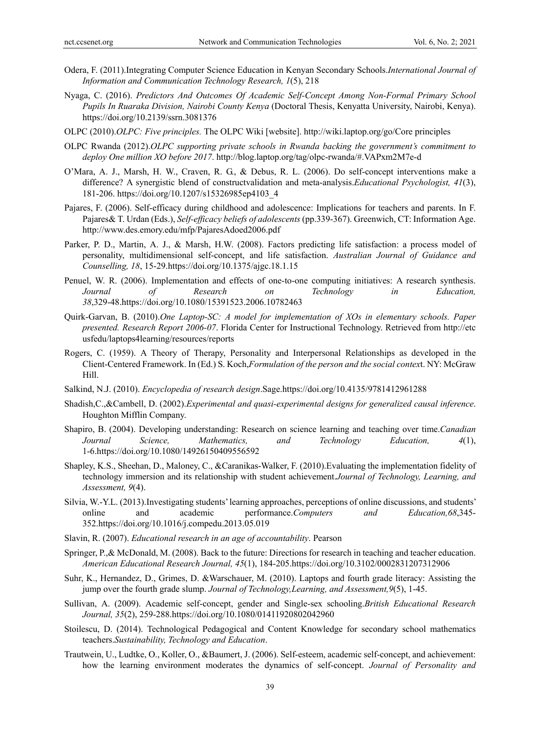Odera, F. (2011).Integrating Computer Science Education in Kenyan Secondary Schools.*International Journal of Information and Communication Technology Research, 1*(5), 218

Nyaga, C. (2016). *Predictors And Outcomes Of Academic Self-Concept Among Non-Formal Primary School Pupils In Ruaraka Division, Nairobi County Kenya* (Doctoral Thesis, Kenyatta University, Nairobi, Kenya). https://doi.org/10.2139/ssrn.3081376

OLPC (2010).*OLPC: Five principles.* The OLPC Wiki [website]. http://wiki.laptop.org/go/Core principles

OLPC Rwanda (2012).*OLPC supporting private schools in Rwanda backing the government's commitment to deploy One million XO before 2017*. http://blog.laptop.org/tag/olpc-rwanda/#.VAPxm2M7e-d

O'Mara, A. J., Marsh, H. W., Craven, R. G., & Debus, R. L. (2006). Do self-concept interventions make a difference? A synergistic blend of constructvalidation and meta-analysis.*Educational Psychologist, 41*(3), 181-206. https://doi.org/10.1207/s15326985ep4103_4

Pajares, F. (2006). Self-efficacy during childhood and adolescence: Implications for teachers and parents. In F. Pajares& T. Urdan (Eds.), *Self-efficacy beliefs of adolescents* (pp.339-367). Greenwich, CT: Information Age. http://www.des.emory.edu/mfp/PajaresAdoed2006.pdf

Parker, P. D., Martin, A. J., & Marsh, H.W. (2008). Factors predicting life satisfaction: a process model of personality, multidimensional self-concept, and life satisfaction. *Australian Journal of Guidance and Counselling, 18*, 15-29.https://doi.org/10.1375/ajgc.18.1.15

Penuel, W. R. (2006). Implementation and effects of one-to-one computing initiatives: A research synthesis. *Journal of Research on Technology in Education, 38*,329-48.https://doi.org/10.1080/15391523.2006.10782463

Quirk-Garvan, B. (2010).*One Laptop-SC: A model for implementation of XOs in elementary schools. Paper presented. Research Report 2006-07*. Florida Center for Instructional Technology. Retrieved from http://etc usfedu/laptops4learning/resources/reports

Rogers, C. (1959). A Theory of Therapy, Personality and Interpersonal Relationships as developed in the Client-Centered Framework. In (Ed.) S. Koch,*Formulation of the person and the social contex*t. NY: McGraw Hill.

Salkind, N.J. (2010). *Encyclopedia of research design*.Sage.https://doi.org/10.4135/9781412961288

Shadish,C.,&Cambell, D. (2002).*Experimental and quasi-experimental designs for generalized causal inference*. Houghton Mifflin Company.

Shapiro, B. (2004). Developing understanding: Research on science learning and teaching over time.*Canadian Journal Science, Mathematics, and Technology Education, 4*(1), 1-6.https://doi.org/10.1080/14926150409556592

Shapley, K.S., Sheehan, D., Maloney, C., &Caranikas-Walker, F. (2010).Evaluating the implementation fidelity of technology immersion and its relationship with student achievement.*Journal of Technology, Learning, and Assessment, 9*(4).

Silvia, W.-Y.L. (2013).Investigating students' learning approaches, perceptions of online discussions, and students' online and academic performance.*Computers and Education,68*,345-352.https://doi.org/10.1016/j.compedu.2013.05.019

Slavin, R. (2007). *Educational research in an age of accountability*. Pearson

Springer, P.,& McDonald, M. (2008). Back to the future: Directions for research in teaching and teacher education. *American Educational Research Journal, 45*(1), 184-205.https://doi.org/10.3102/0002831207312906

Suhr, K., Hernandez, D., Grimes, D. &Warschauer, M. (2010). Laptops and fourth grade literacy: Assisting the jump over the fourth grade slump. *Journal of Technology,Learning, and Assessment,9*(5), 1-45.

Sullivan, A. (2009). Academic self-concept, gender and Single-sex schooling.*British Educational Research Journal, 35*(2), 259-288.https://doi.org/10.1080/01411920802042960

Stoilescu, D. (2014). Technological Pedagogical and Content Knowledge for secondary school mathematics teachers.*Sustainability, Technology and Education*.

Trautwein, U., Ludtke, O., Koller, O., &Baumert, J. (2006). Self-esteem, academic self-concept, and achievement: how the learning environment moderates the dynamics of self-concept. *Journal of Personality and*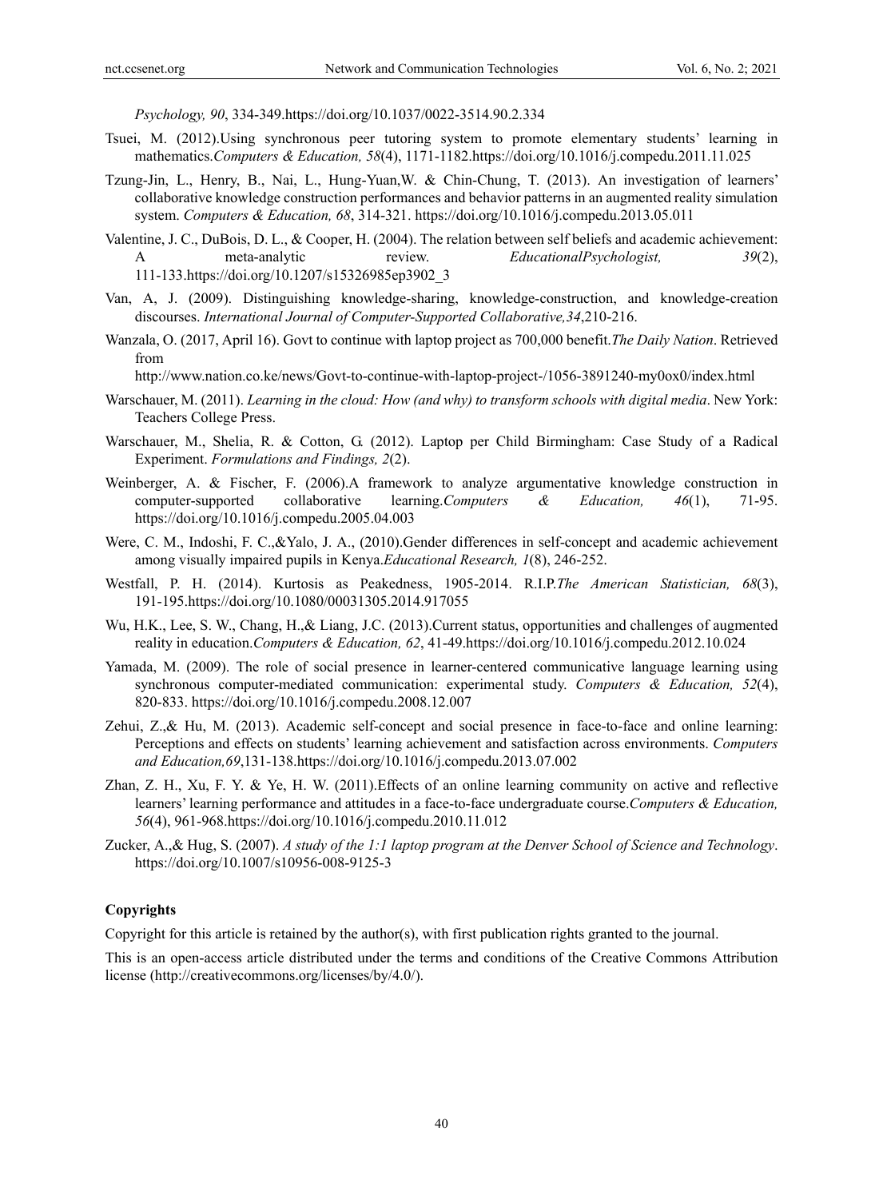*Psychology, 90*, 334-349.https://doi.org/10.1037/0022-3514.90.2.334

Tsuei, M. (2012).Using synchronous peer tutoring system to promote elementary students' learning in mathematics.*Computers & Education, 58*(4), 1171-1182.https://doi.org/10.1016/j.compedu.2011.11.025

Tzung-Jin, L., Henry, B., Nai, L., Hung-Yuan,W. & Chin-Chung, T. (2013). An investigation of learners' collaborative knowledge construction performances and behavior patterns in an augmented reality simulation system. *Computers & Education, 68*, 314-321. https://doi.org/10.1016/j.compedu.2013.05.011

Valentine, J. C., DuBois, D. L., & Cooper, H. (2004). The relation between self beliefs and academic achievement: A meta-analytic review. *EducationalPsychologist, 39*(2), 111-133.https://doi.org/10.1207/s15326985ep3902_3

Van, A, J. (2009). Distinguishing knowledge-sharing, knowledge-construction, and knowledge-creation discourses. *International Journal of Computer-Supported Collaborative,34*,210-216.

Wanzala, O. (2017, April 16). Govt to continue with laptop project as 700,000 benefit.*The Daily Nation*. Retrieved from http://www.nation.co.ke/news/Govt-to-continue-with-laptop-project-/1056-3891240-my0ox0/index.html

Warschauer, M. (2011). *Learning in the cloud: How (and why) to transform schools with digital media*. New York: Teachers College Press.

Warschauer, M., Shelia, R. & Cotton, G. (2012). Laptop per Child Birmingham: Case Study of a Radical Experiment. *Formulations and Findings, 2*(2).

Weinberger, A. & Fischer, F. (2006).A framework to analyze argumentative knowledge construction in computer-supported collaborative learning.*Computers & Education, 46*(1), 71-95. https://doi.org/10.1016/j.compedu.2005.04.003

Were, C. M., Indoshi, F. C.,&Yalo, J. A., (2010).Gender differences in self-concept and academic achievement among visually impaired pupils in Kenya.*Educational Research, 1*(8), 246-252.

Westfall, P. H. (2014). Kurtosis as Peakedness, 1905-2014. R.I.P.*The American Statistician, 68*(3), 191-195.https://doi.org/10.1080/00031305.2014.917055

Wu, H.K., Lee, S. W., Chang, H.,& Liang, J.C. (2013).Current status, opportunities and challenges of augmented reality in education.*Computers & Education, 62*, 41-49.https://doi.org/10.1016/j.compedu.2012.10.024

Yamada, M. (2009). The role of social presence in learner-centered communicative language learning using synchronous computer-mediated communication: experimental study. *Computers & Education, 52*(4), 820-833. https://doi.org/10.1016/j.compedu.2008.12.007

Zehui, Z.,& Hu, M. (2013). Academic self-concept and social presence in face-to-face and online learning: Perceptions and effects on students' learning achievement and satisfaction across environments. *Computers and Education,69*,131-138.https://doi.org/10.1016/j.compedu.2013.07.002

Zhan, Z. H., Xu, F. Y. & Ye, H. W. (2011).Effects of an online learning community on active and reflective learners' learning performance and attitudes in a face-to-face undergraduate course.*Computers & Education, 56*(4), 961-968.https://doi.org/10.1016/j.compedu.2010.11.012

Zucker, A.,& Hug, S. (2007). *A study of the 1:1 laptop program at the Denver School of Science and Technology*. https://doi.org/10.1007/s10956-008-9125-3

**Copyrights**

Copyright for this article is retained by the author(s), with first publication rights granted to the journal.

This is an open-access article distributed under the terms and conditions of the Creative Commons Attribution license (http://creativecommons.org/licenses/by/4.0/).